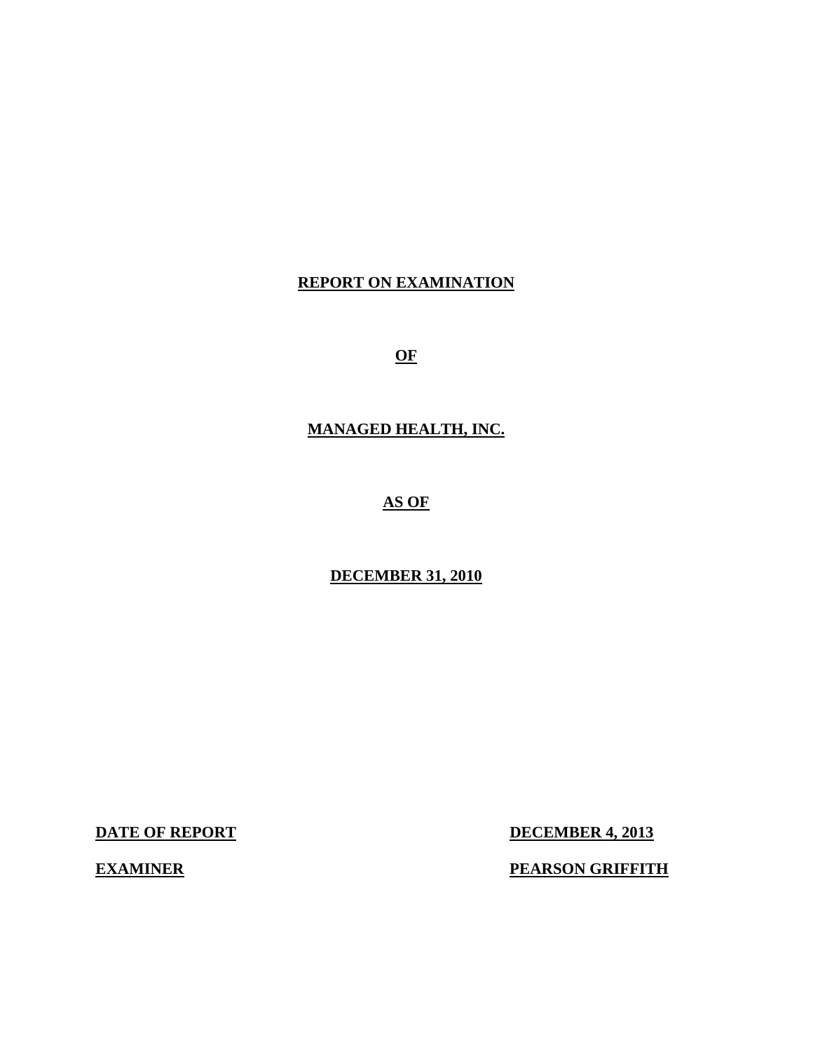# REPORT ON EXAMINATION

# OF

# MANAGED HEALTH, INC.

# AS OF

# DECEMBER 31, 2010

**DATE OF REPORT** **DECEMBER 4, 2013**

**EXAMINER** **PEARSON GRIFFITH**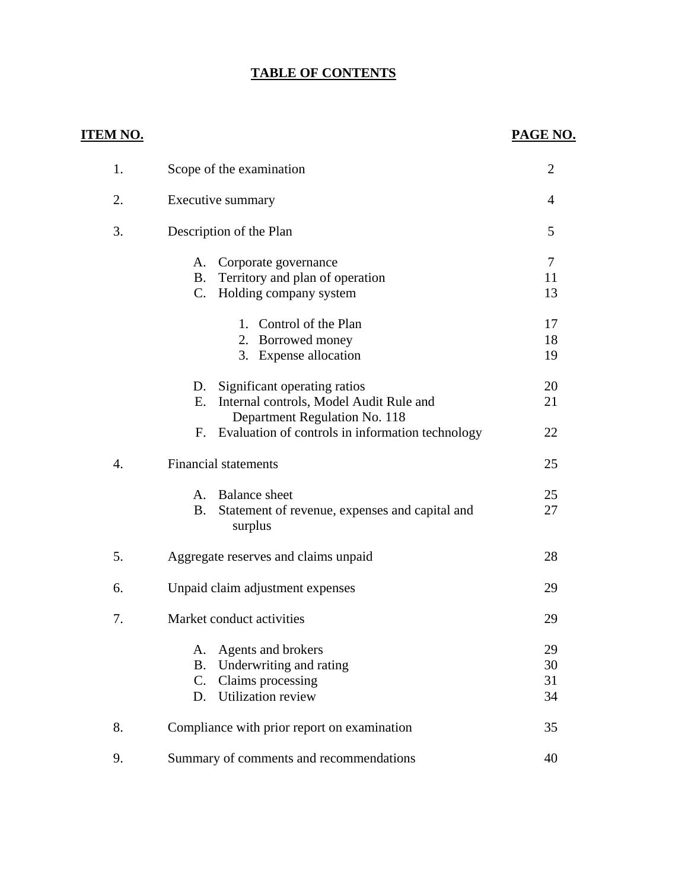## TABLE OF CONTENTS

| ITEM NO. | | PAGE NO. |
|---|---|---|
| 1. | Scope of the examination | 2 |
| 2. | Executive summary | 4 |
| 3. | Description of the Plan | 5 |
| | A. Corporate governance | 7 |
| | B. Territory and plan of operation | 11 |
| | C. Holding company system | 13 |
| | 1. Control of the Plan | 17 |
| | 2. Borrowed money | 18 |
| | 3. Expense allocation | 19 |
| | D. Significant operating ratios | 20 |
| | E. Internal controls, Model Audit Rule and Department Regulation No. 118 | 21 |
| | F. Evaluation of controls in information technology | 22 |
| 4. | Financial statements | 25 |
| | A. Balance sheet | 25 |
| | B. Statement of revenue, expenses and capital and surplus | 27 |
| 5. | Aggregate reserves and claims unpaid | 28 |
| 6. | Unpaid claim adjustment expenses | 29 |
| 7. | Market conduct activities | 29 |
| | A. Agents and brokers | 29 |
| | B. Underwriting and rating | 30 |
| | C. Claims processing | 31 |
| | D. Utilization review | 34 |
| 8. | Compliance with prior report on examination | 35 |
| 9. | Summary of comments and recommendations | 40 |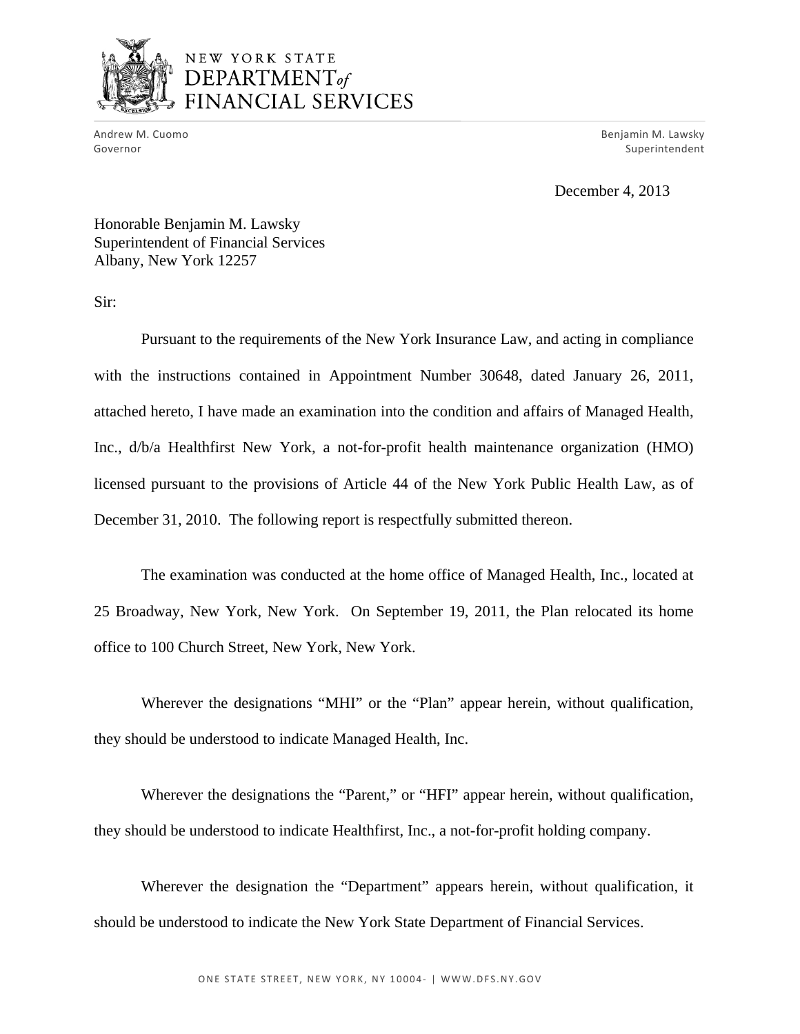NEW YORK STATE
DEPARTMENT *of*
FINANCIAL SERVICES

Andrew M. Cuomo
Governor

Benjamin M. Lawsky
Superintendent

December 4, 2013

Honorable Benjamin M. Lawsky
Superintendent of Financial Services
Albany, New York 12257

Sir:

Pursuant to the requirements of the New York Insurance Law, and acting in compliance with the instructions contained in Appointment Number 30648, dated January 26, 2011, attached hereto, I have made an examination into the condition and affairs of Managed Health, Inc., d/b/a Healthfirst New York, a not-for-profit health maintenance organization (HMO) licensed pursuant to the provisions of Article 44 of the New York Public Health Law, as of December 31, 2010. The following report is respectfully submitted thereon.

The examination was conducted at the home office of Managed Health, Inc., located at 25 Broadway, New York, New York. On September 19, 2011, the Plan relocated its home office to 100 Church Street, New York, New York.

Wherever the designations "MHI" or the "Plan" appear herein, without qualification, they should be understood to indicate Managed Health, Inc.

Wherever the designations the "Parent," or "HFI" appear herein, without qualification, they should be understood to indicate Healthfirst, Inc., a not-for-profit holding company.

Wherever the designation the "Department" appears herein, without qualification, it should be understood to indicate the New York State Department of Financial Services.

ONE STATE STREET, NEW YORK, NY 10004- | WWW.DFS.NY.GOV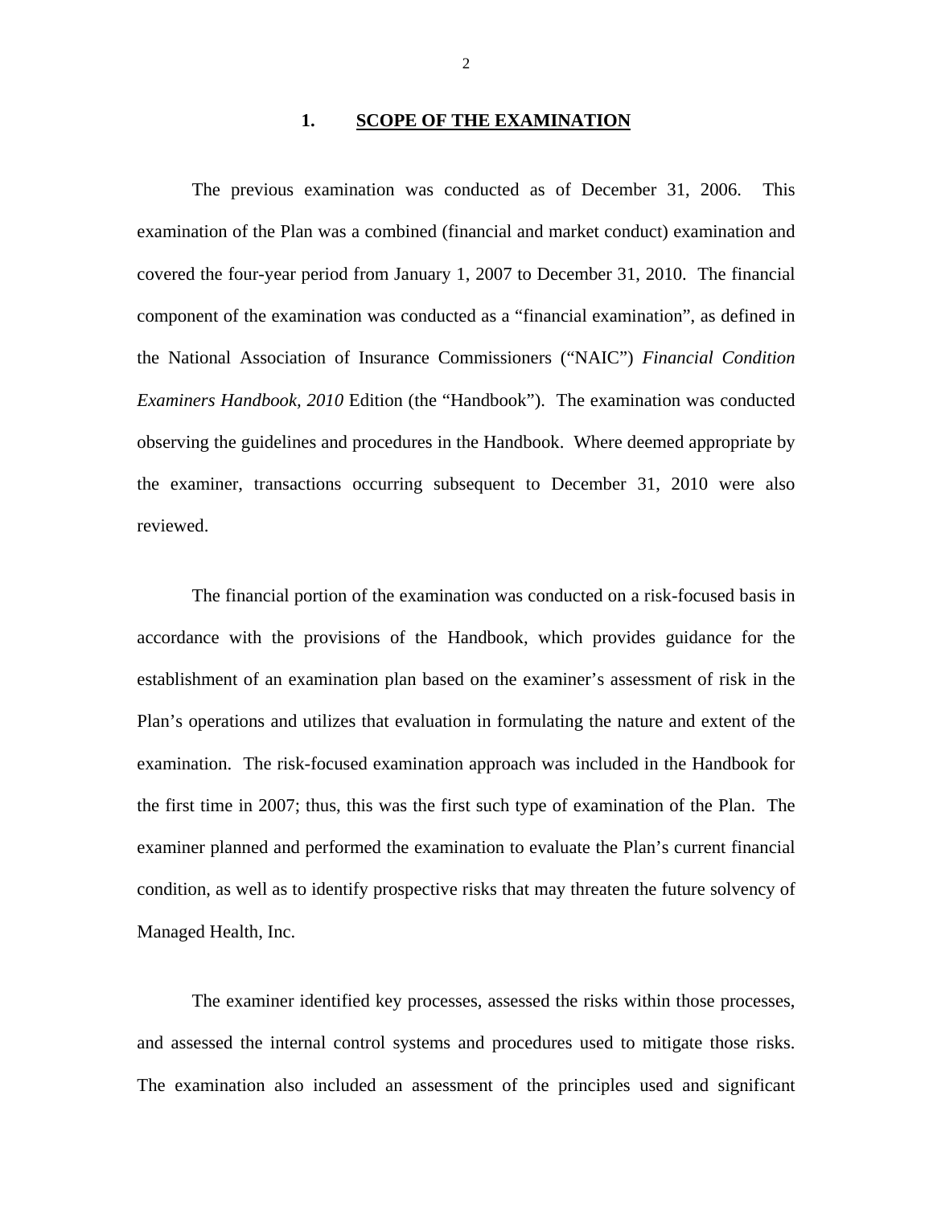## 1. SCOPE OF THE EXAMINATION

The previous examination was conducted as of December 31, 2006. This examination of the Plan was a combined (financial and market conduct) examination and covered the four-year period from January 1, 2007 to December 31, 2010. The financial component of the examination was conducted as a "financial examination", as defined in the National Association of Insurance Commissioners ("NAIC") *Financial Condition Examiners Handbook, 2010* Edition (the "Handbook"). The examination was conducted observing the guidelines and procedures in the Handbook. Where deemed appropriate by the examiner, transactions occurring subsequent to December 31, 2010 were also reviewed.

The financial portion of the examination was conducted on a risk-focused basis in accordance with the provisions of the Handbook, which provides guidance for the establishment of an examination plan based on the examiner's assessment of risk in the Plan's operations and utilizes that evaluation in formulating the nature and extent of the examination. The risk-focused examination approach was included in the Handbook for the first time in 2007; thus, this was the first such type of examination of the Plan. The examiner planned and performed the examination to evaluate the Plan's current financial condition, as well as to identify prospective risks that may threaten the future solvency of Managed Health, Inc.

The examiner identified key processes, assessed the risks within those processes, and assessed the internal control systems and procedures used to mitigate those risks. The examination also included an assessment of the principles used and significant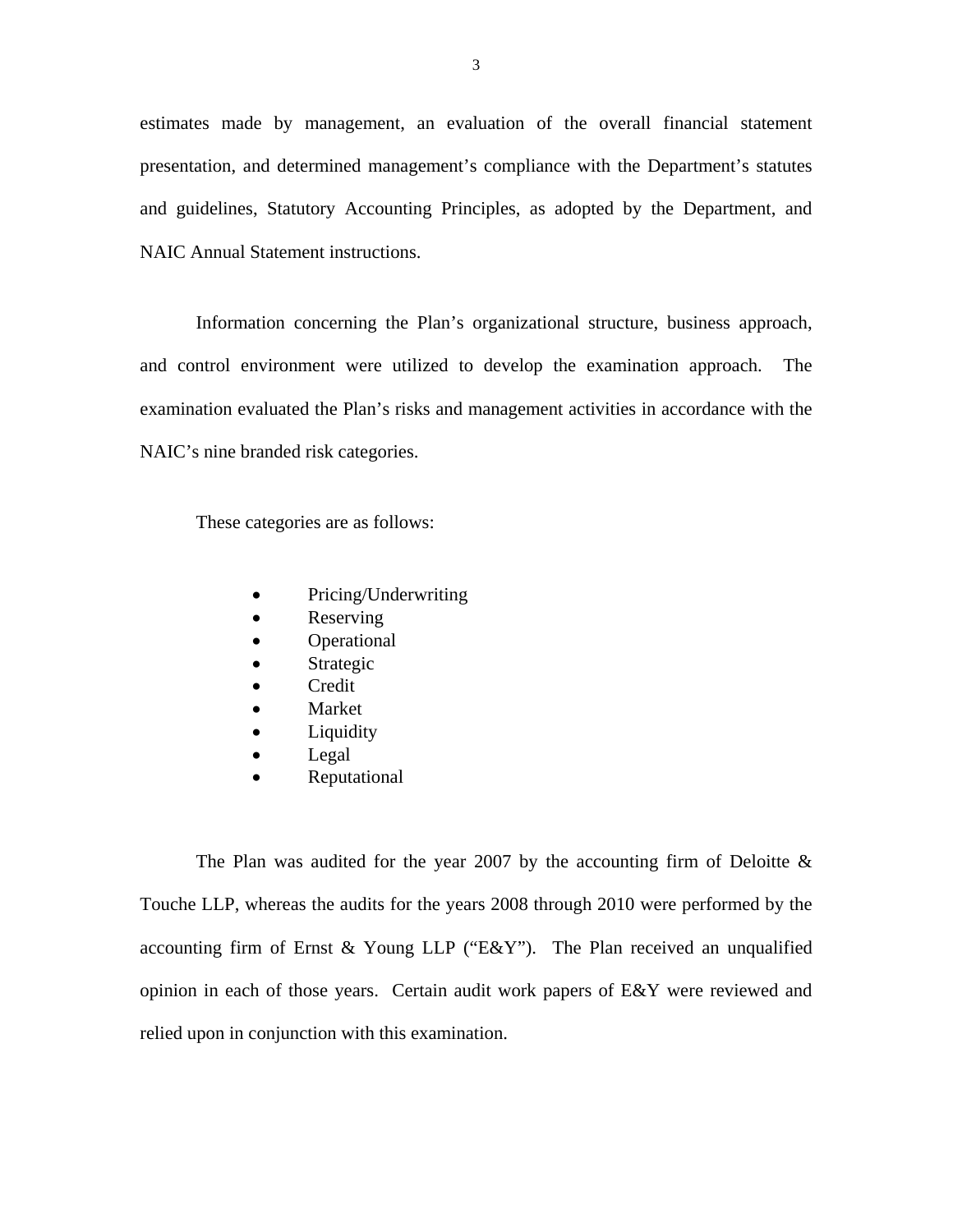estimates made by management, an evaluation of the overall financial statement presentation, and determined management's compliance with the Department's statutes and guidelines, Statutory Accounting Principles, as adopted by the Department, and NAIC Annual Statement instructions.

Information concerning the Plan's organizational structure, business approach, and control environment were utilized to develop the examination approach. The examination evaluated the Plan's risks and management activities in accordance with the NAIC's nine branded risk categories.

These categories are as follows:

- Pricing/Underwriting
- Reserving
- Operational
- Strategic
- Credit
- Market
- Liquidity
- Legal
- Reputational

The Plan was audited for the year 2007 by the accounting firm of Deloitte & Touche LLP, whereas the audits for the years 2008 through 2010 were performed by the accounting firm of Ernst & Young LLP ("E&Y"). The Plan received an unqualified opinion in each of those years. Certain audit work papers of E&Y were reviewed and relied upon in conjunction with this examination.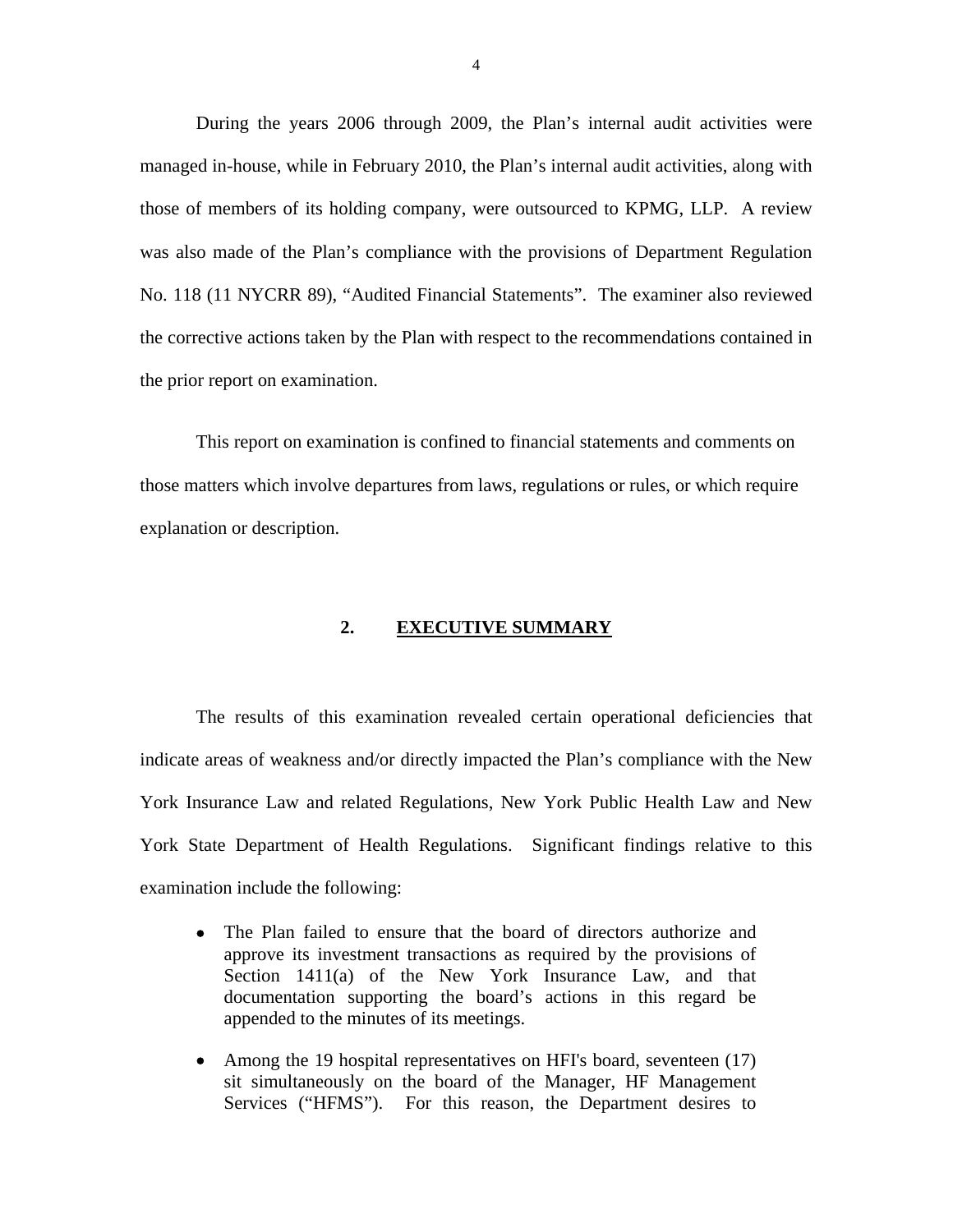During the years 2006 through 2009, the Plan's internal audit activities were managed in-house, while in February 2010, the Plan's internal audit activities, along with those of members of its holding company, were outsourced to KPMG, LLP. A review was also made of the Plan's compliance with the provisions of Department Regulation No. 118 (11 NYCRR 89), "Audited Financial Statements". The examiner also reviewed the corrective actions taken by the Plan with respect to the recommendations contained in the prior report on examination.

This report on examination is confined to financial statements and comments on those matters which involve departures from laws, regulations or rules, or which require explanation or description.

## 2. EXECUTIVE SUMMARY

The results of this examination revealed certain operational deficiencies that indicate areas of weakness and/or directly impacted the Plan's compliance with the New York Insurance Law and related Regulations, New York Public Health Law and New York State Department of Health Regulations. Significant findings relative to this examination include the following:

- The Plan failed to ensure that the board of directors authorize and approve its investment transactions as required by the provisions of Section 1411(a) of the New York Insurance Law, and that documentation supporting the board's actions in this regard be appended to the minutes of its meetings.

- Among the 19 hospital representatives on HFI's board, seventeen (17) sit simultaneously on the board of the Manager, HF Management Services ("HFMS"). For this reason, the Department desires to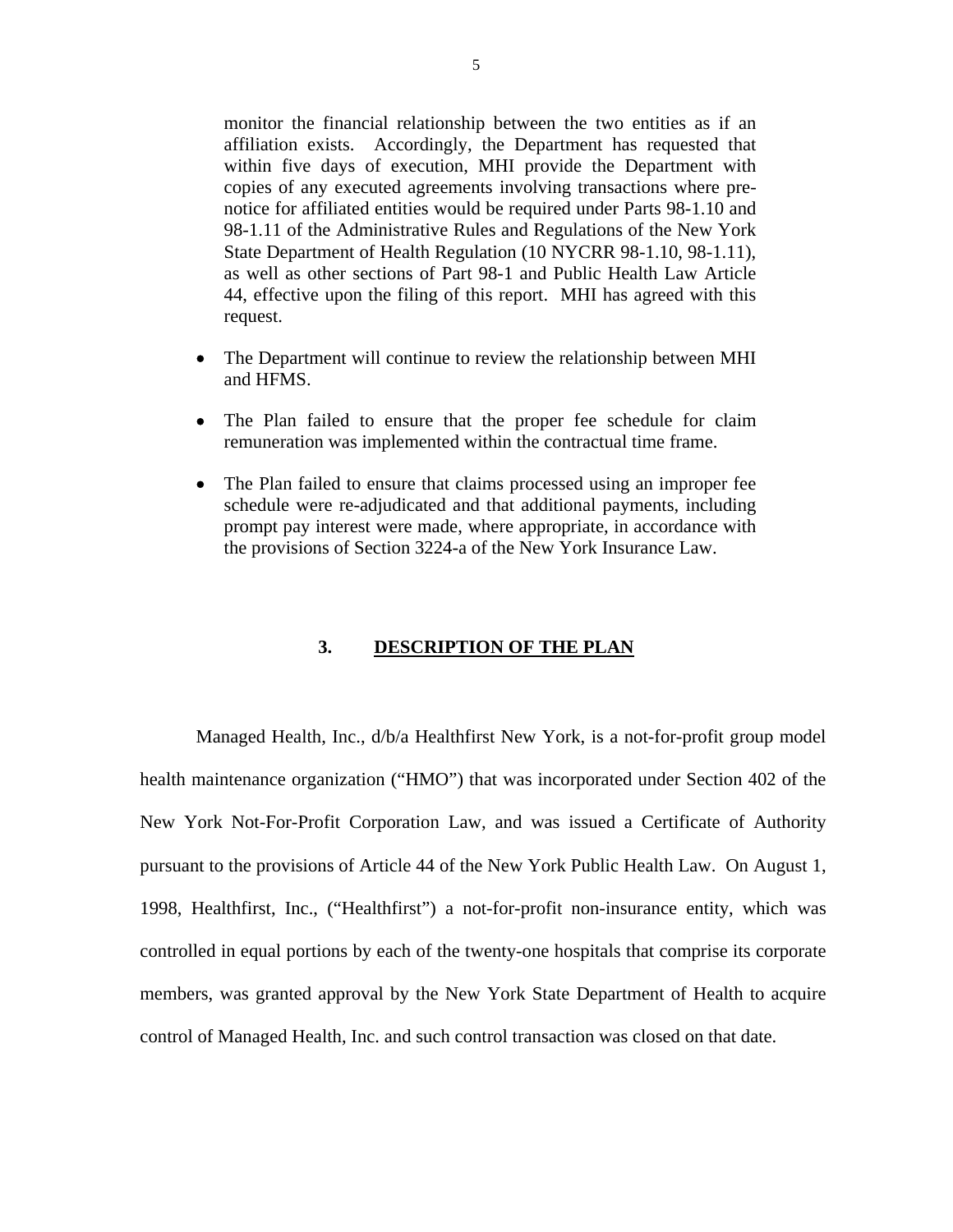monitor the financial relationship between the two entities as if an affiliation exists. Accordingly, the Department has requested that within five days of execution, MHI provide the Department with copies of any executed agreements involving transactions where pre-notice for affiliated entities would be required under Parts 98-1.10 and 98-1.11 of the Administrative Rules and Regulations of the New York State Department of Health Regulation (10 NYCRR 98-1.10, 98-1.11), as well as other sections of Part 98-1 and Public Health Law Article 44, effective upon the filing of this report. MHI has agreed with this request.

- The Department will continue to review the relationship between MHI and HFMS.
- The Plan failed to ensure that the proper fee schedule for claim remuneration was implemented within the contractual time frame.
- The Plan failed to ensure that claims processed using an improper fee schedule were re-adjudicated and that additional payments, including prompt pay interest were made, where appropriate, in accordance with the provisions of Section 3224-a of the New York Insurance Law.

## 3. DESCRIPTION OF THE PLAN

Managed Health, Inc., d/b/a Healthfirst New York, is a not-for-profit group model health maintenance organization ("HMO") that was incorporated under Section 402 of the New York Not-For-Profit Corporation Law, and was issued a Certificate of Authority pursuant to the provisions of Article 44 of the New York Public Health Law. On August 1, 1998, Healthfirst, Inc., ("Healthfirst") a not-for-profit non-insurance entity, which was controlled in equal portions by each of the twenty-one hospitals that comprise its corporate members, was granted approval by the New York State Department of Health to acquire control of Managed Health, Inc. and such control transaction was closed on that date.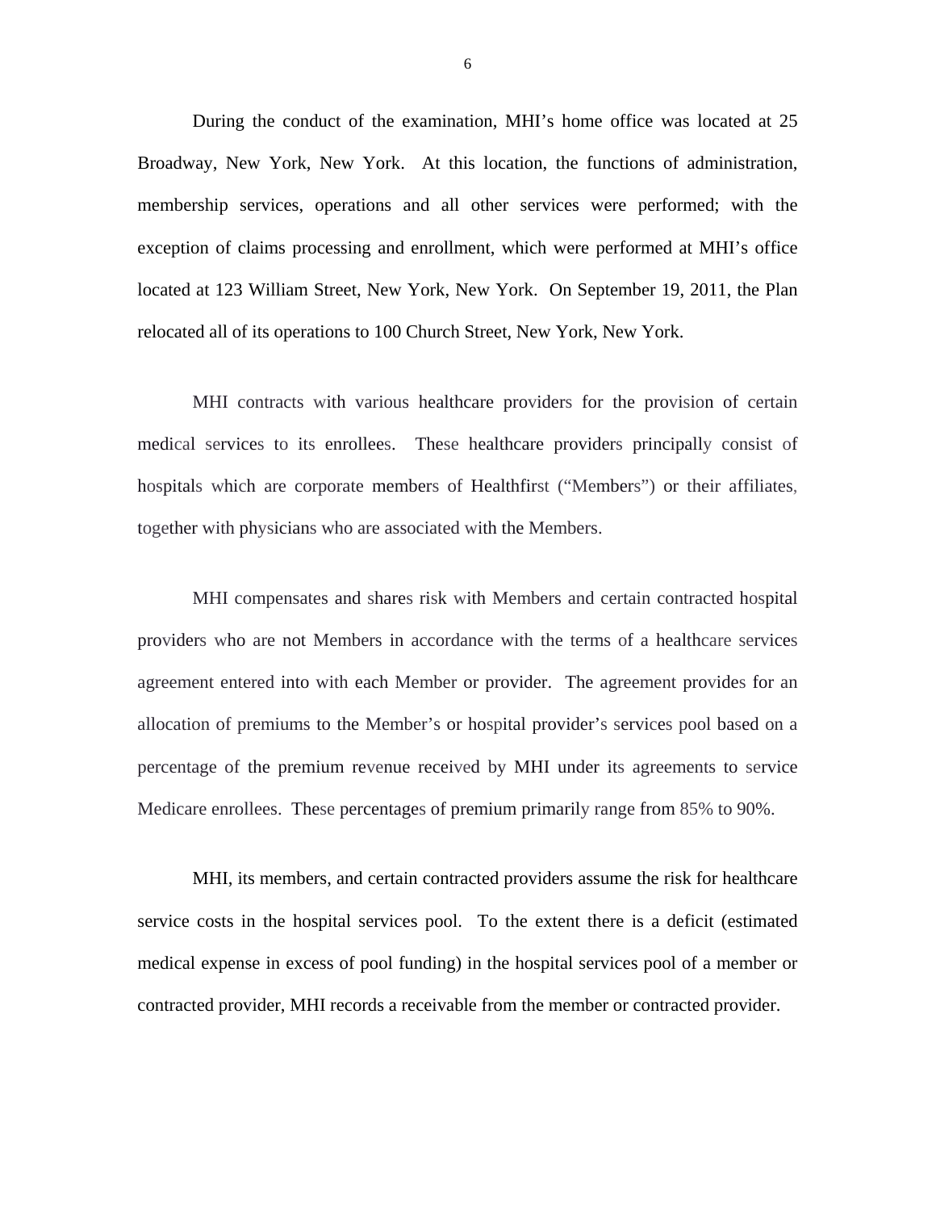During the conduct of the examination, MHI's home office was located at 25 Broadway, New York, New York. At this location, the functions of administration, membership services, operations and all other services were performed; with the exception of claims processing and enrollment, which were performed at MHI's office located at 123 William Street, New York, New York. On September 19, 2011, the Plan relocated all of its operations to 100 Church Street, New York, New York.

MHI contracts with various healthcare providers for the provision of certain medical services to its enrollees. These healthcare providers principally consist of hospitals which are corporate members of Healthfirst ("Members") or their affiliates, together with physicians who are associated with the Members.

MHI compensates and shares risk with Members and certain contracted hospital providers who are not Members in accordance with the terms of a healthcare services agreement entered into with each Member or provider. The agreement provides for an allocation of premiums to the Member's or hospital provider's services pool based on a percentage of the premium revenue received by MHI under its agreements to service Medicare enrollees. These percentages of premium primarily range from 85% to 90%.

MHI, its members, and certain contracted providers assume the risk for healthcare service costs in the hospital services pool. To the extent there is a deficit (estimated medical expense in excess of pool funding) in the hospital services pool of a member or contracted provider, MHI records a receivable from the member or contracted provider.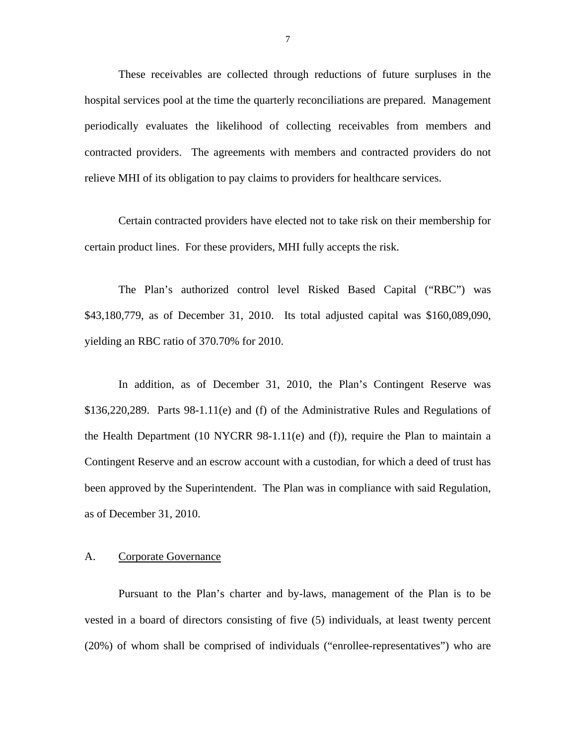These receivables are collected through reductions of future surpluses in the hospital services pool at the time the quarterly reconciliations are prepared. Management periodically evaluates the likelihood of collecting receivables from members and contracted providers. The agreements with members and contracted providers do not relieve MHI of its obligation to pay claims to providers for healthcare services.

Certain contracted providers have elected not to take risk on their membership for certain product lines. For these providers, MHI fully accepts the risk.

The Plan's authorized control level Risked Based Capital ("RBC") was $43,180,779, as of December 31, 2010. Its total adjusted capital was $160,089,090, yielding an RBC ratio of 370.70% for 2010.

In addition, as of December 31, 2010, the Plan's Contingent Reserve was $136,220,289. Parts 98-1.11(e) and (f) of the Administrative Rules and Regulations of the Health Department (10 NYCRR 98-1.11(e) and (f)), require the Plan to maintain a Contingent Reserve and an escrow account with a custodian, for which a deed of trust has been approved by the Superintendent. The Plan was in compliance with said Regulation, as of December 31, 2010.

## A. <u>Corporate Governance</u>

Pursuant to the Plan's charter and by-laws, management of the Plan is to be vested in a board of directors consisting of five (5) individuals, at least twenty percent (20%) of whom shall be comprised of individuals ("enrollee-representatives") who are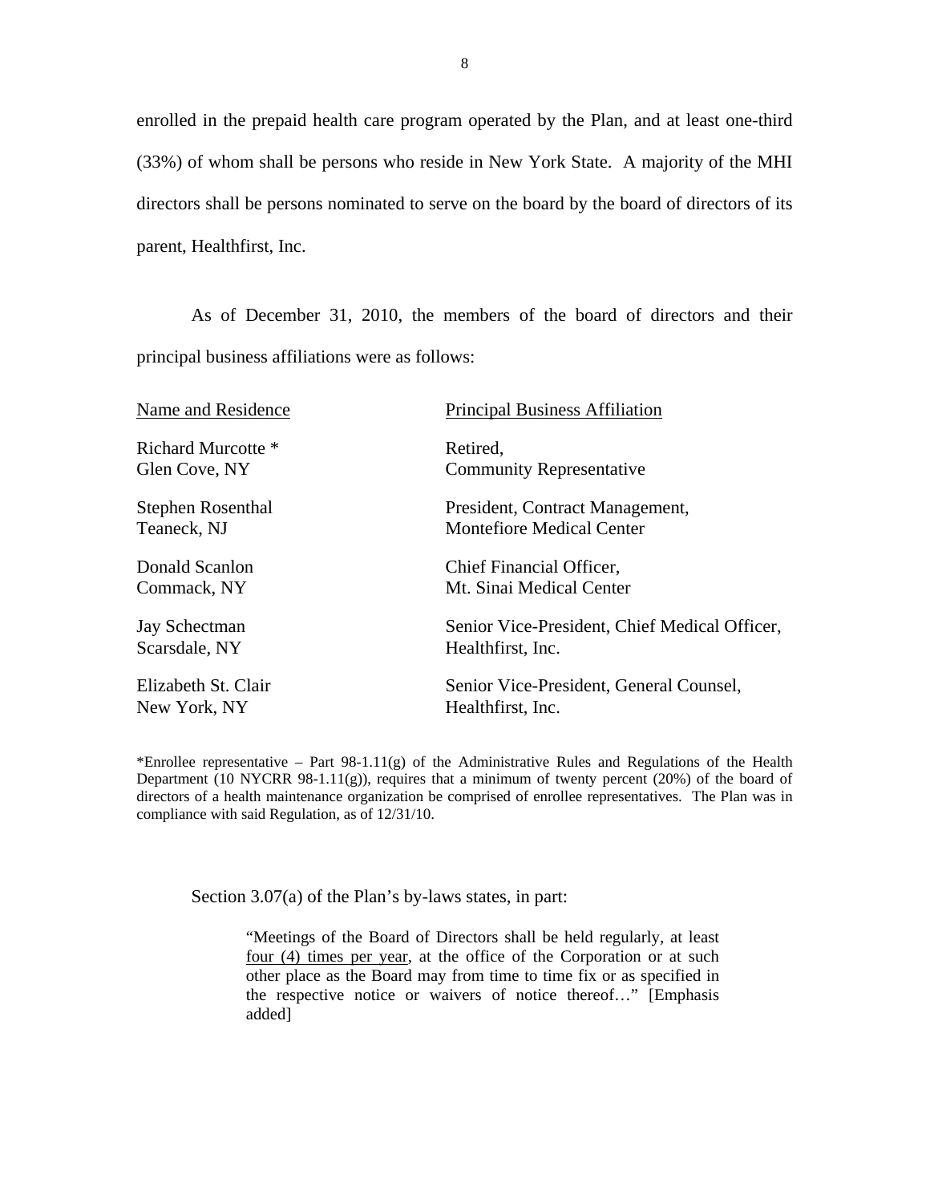enrolled in the prepaid health care program operated by the Plan, and at least one-third (33%) of whom shall be persons who reside in New York State. A majority of the MHI directors shall be persons nominated to serve on the board by the board of directors of its parent, Healthfirst, Inc.

As of December 31, 2010, the members of the board of directors and their principal business affiliations were as follows:

| Name and Residence | Principal Business Affiliation |
|---|---|
| Richard Murcotte *<br>Glen Cove, NY | Retired,<br>Community Representative |
| Stephen Rosenthal<br>Teaneck, NJ | President, Contract Management,<br>Montefiore Medical Center |
| Donald Scanlon<br>Commack, NY | Chief Financial Officer,<br>Mt. Sinai Medical Center |
| Jay Schectman<br>Scarsdale, NY | Senior Vice-President, Chief Medical Officer,<br>Healthfirst, Inc. |
| Elizabeth St. Clair<br>New York, NY | Senior Vice-President, General Counsel,<br>Healthfirst, Inc. |

*Enrollee representative – Part 98-1.11(g) of the Administrative Rules and Regulations of the Health Department (10 NYCRR 98-1.11(g)), requires that a minimum of twenty percent (20%) of the board of directors of a health maintenance organization be comprised of enrollee representatives. The Plan was in compliance with said Regulation, as of 12/31/10.

Section 3.07(a) of the Plan's by-laws states, in part:

> "Meetings of the Board of Directors shall be held regularly, at least <u>four (4) times per year</u>, at the office of the Corporation or at such other place as the Board may from time to time fix or as specified in the respective notice or waivers of notice thereof…" [Emphasis added]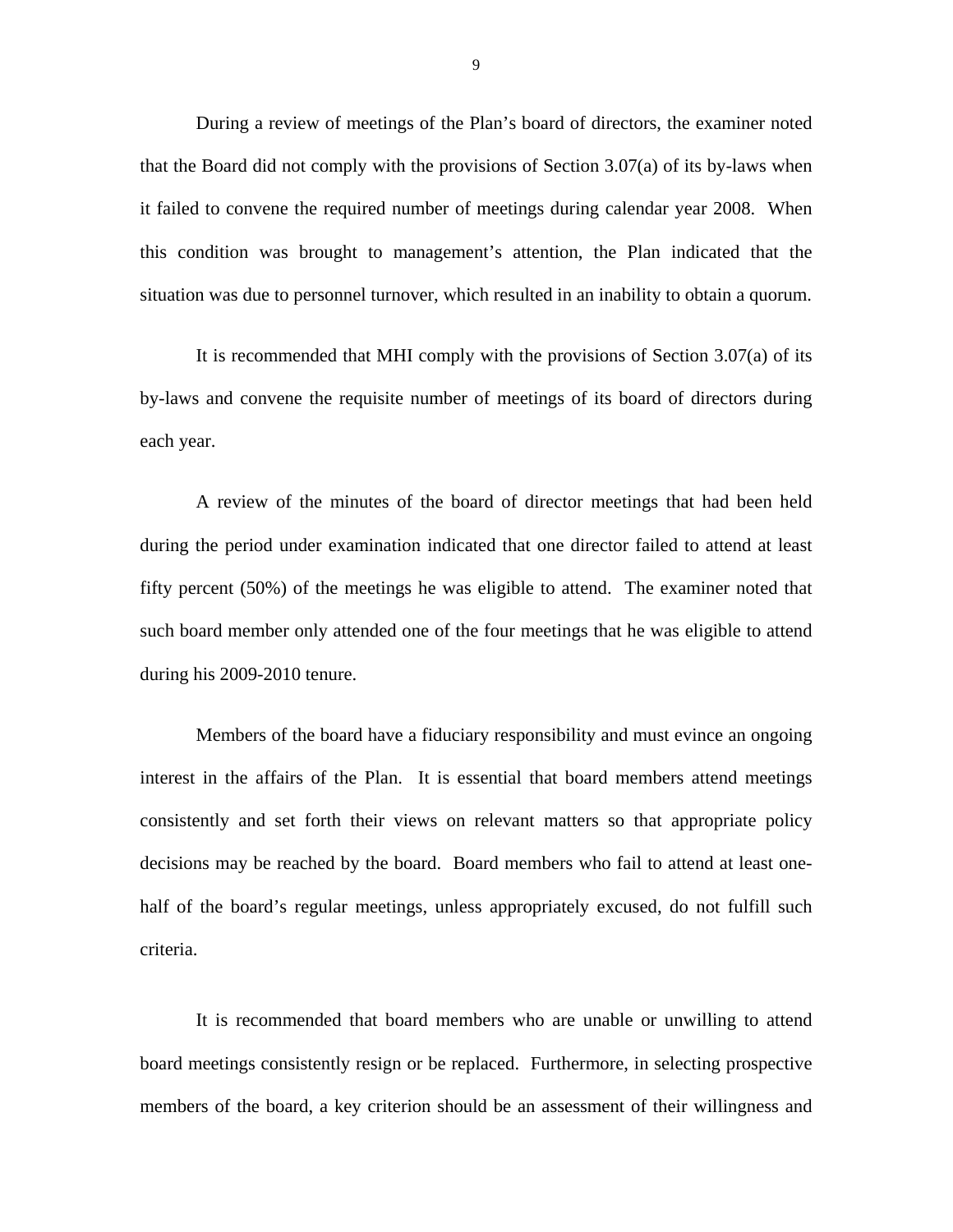During a review of meetings of the Plan's board of directors, the examiner noted that the Board did not comply with the provisions of Section 3.07(a) of its by-laws when it failed to convene the required number of meetings during calendar year 2008. When this condition was brought to management's attention, the Plan indicated that the situation was due to personnel turnover, which resulted in an inability to obtain a quorum.

It is recommended that MHI comply with the provisions of Section 3.07(a) of its by-laws and convene the requisite number of meetings of its board of directors during each year.

A review of the minutes of the board of director meetings that had been held during the period under examination indicated that one director failed to attend at least fifty percent (50%) of the meetings he was eligible to attend. The examiner noted that such board member only attended one of the four meetings that he was eligible to attend during his 2009-2010 tenure.

Members of the board have a fiduciary responsibility and must evince an ongoing interest in the affairs of the Plan. It is essential that board members attend meetings consistently and set forth their views on relevant matters so that appropriate policy decisions may be reached by the board. Board members who fail to attend at least one-half of the board's regular meetings, unless appropriately excused, do not fulfill such criteria.

It is recommended that board members who are unable or unwilling to attend board meetings consistently resign or be replaced. Furthermore, in selecting prospective members of the board, a key criterion should be an assessment of their willingness and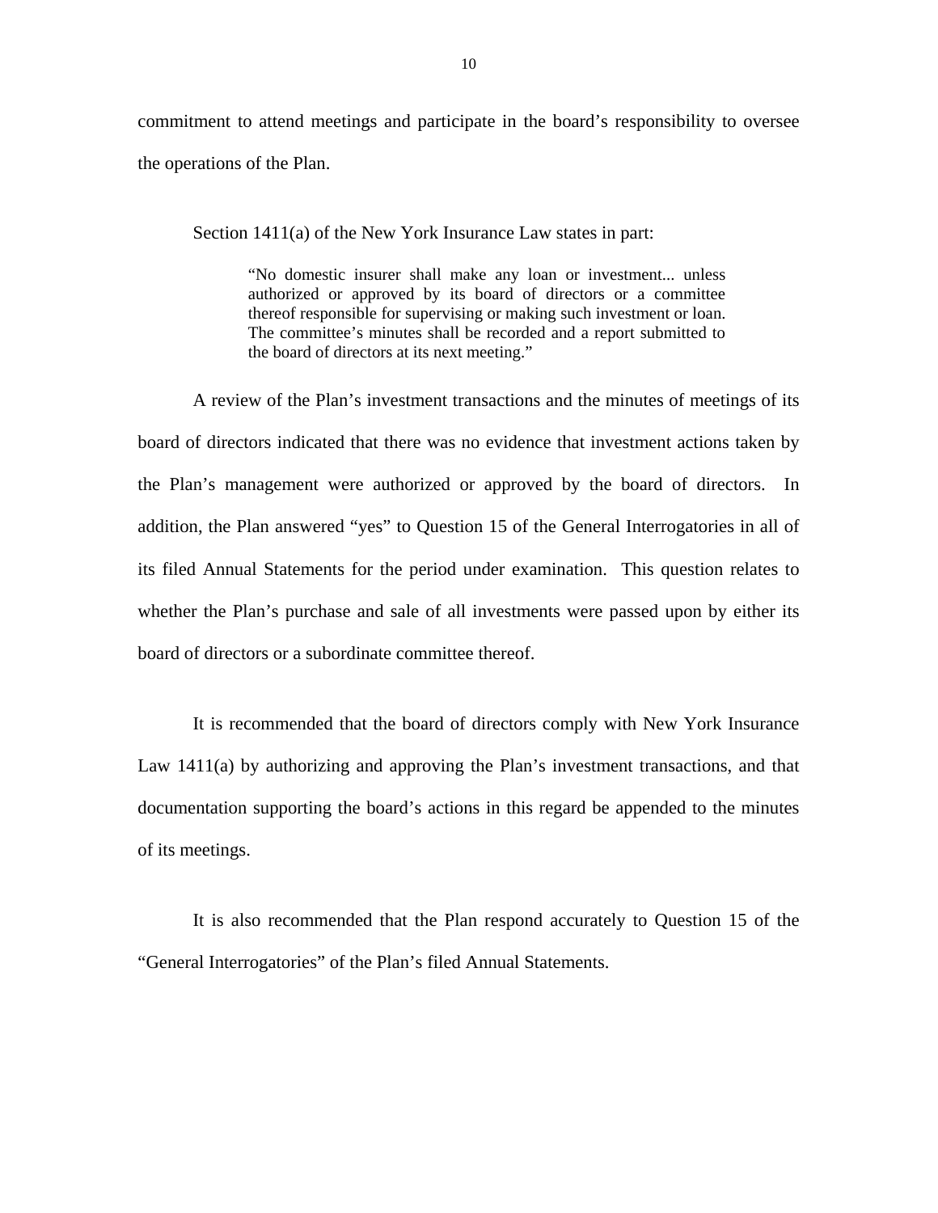commitment to attend meetings and participate in the board's responsibility to oversee the operations of the Plan.

Section 1411(a) of the New York Insurance Law states in part:

> "No domestic insurer shall make any loan or investment... unless authorized or approved by its board of directors or a committee thereof responsible for supervising or making such investment or loan. The committee's minutes shall be recorded and a report submitted to the board of directors at its next meeting."

A review of the Plan's investment transactions and the minutes of meetings of its board of directors indicated that there was no evidence that investment actions taken by the Plan's management were authorized or approved by the board of directors. In addition, the Plan answered "yes" to Question 15 of the General Interrogatories in all of its filed Annual Statements for the period under examination. This question relates to whether the Plan's purchase and sale of all investments were passed upon by either its board of directors or a subordinate committee thereof.

It is recommended that the board of directors comply with New York Insurance Law 1411(a) by authorizing and approving the Plan's investment transactions, and that documentation supporting the board's actions in this regard be appended to the minutes of its meetings.

It is also recommended that the Plan respond accurately to Question 15 of the "General Interrogatories" of the Plan's filed Annual Statements.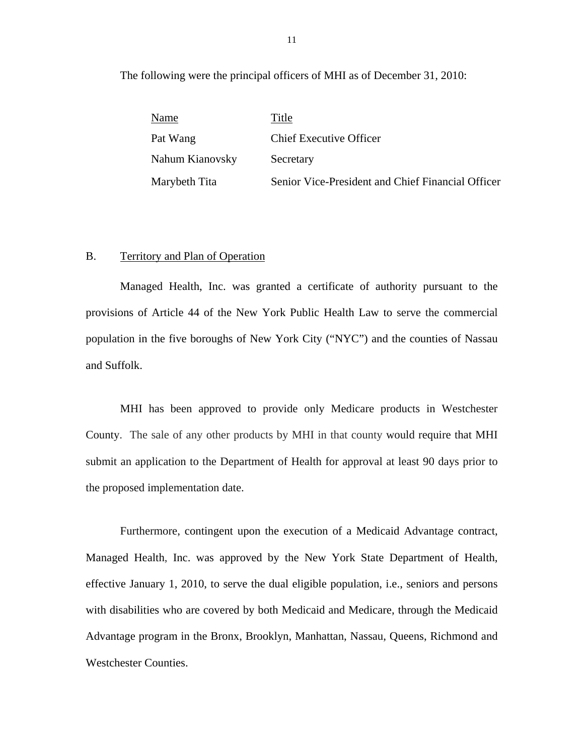The following were the principal officers of MHI as of December 31, 2010:

| Name | Title |
|---|---|
| Pat Wang | Chief Executive Officer |
| Nahum Kianovsky | Secretary |
| Marybeth Tita | Senior Vice-President and Chief Financial Officer |

B. Territory and Plan of Operation

Managed Health, Inc. was granted a certificate of authority pursuant to the provisions of Article 44 of the New York Public Health Law to serve the commercial population in the five boroughs of New York City ("NYC") and the counties of Nassau and Suffolk.

MHI has been approved to provide only Medicare products in Westchester County. The sale of any other products by MHI in that county would require that MHI submit an application to the Department of Health for approval at least 90 days prior to the proposed implementation date.

Furthermore, contingent upon the execution of a Medicaid Advantage contract, Managed Health, Inc. was approved by the New York State Department of Health, effective January 1, 2010, to serve the dual eligible population, i.e., seniors and persons with disabilities who are covered by both Medicaid and Medicare, through the Medicaid Advantage program in the Bronx, Brooklyn, Manhattan, Nassau, Queens, Richmond and Westchester Counties.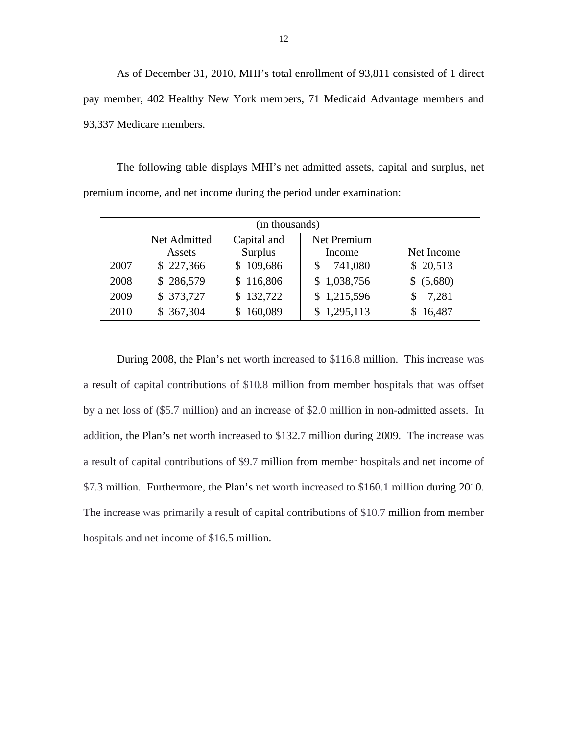As of December 31, 2010, MHI's total enrollment of 93,811 consisted of 1 direct pay member, 402 Healthy New York members, 71 Medicaid Advantage members and 93,337 Medicare members.

The following table displays MHI's net admitted assets, capital and surplus, net premium income, and net income during the period under examination:

| (in thousands) | | | | |
|---|---|---|---|---|
| | Net Admitted Assets | Capital and Surplus | Net Premium Income | Net Income |
| 2007 | $ 227,366 | $ 109,686 | $ 741,080 | $ 20,513 |
| 2008 | $ 286,579 | $ 116,806 | $ 1,038,756 | $ (5,680) |
| 2009 | $ 373,727 | $ 132,722 | $ 1,215,596 | $ 7,281 |
| 2010 | $ 367,304 | $ 160,089 | $ 1,295,113 | $ 16,487 |

During 2008, the Plan's net worth increased to $116.8 million. This increase was a result of capital contributions of $10.8 million from member hospitals that was offset by a net loss of ($5.7 million) and an increase of $2.0 million in non-admitted assets. In addition, the Plan's net worth increased to $132.7 million during 2009. The increase was a result of capital contributions of $9.7 million from member hospitals and net income of $7.3 million. Furthermore, the Plan's net worth increased to $160.1 million during 2010. The increase was primarily a result of capital contributions of $10.7 million from member hospitals and net income of $16.5 million.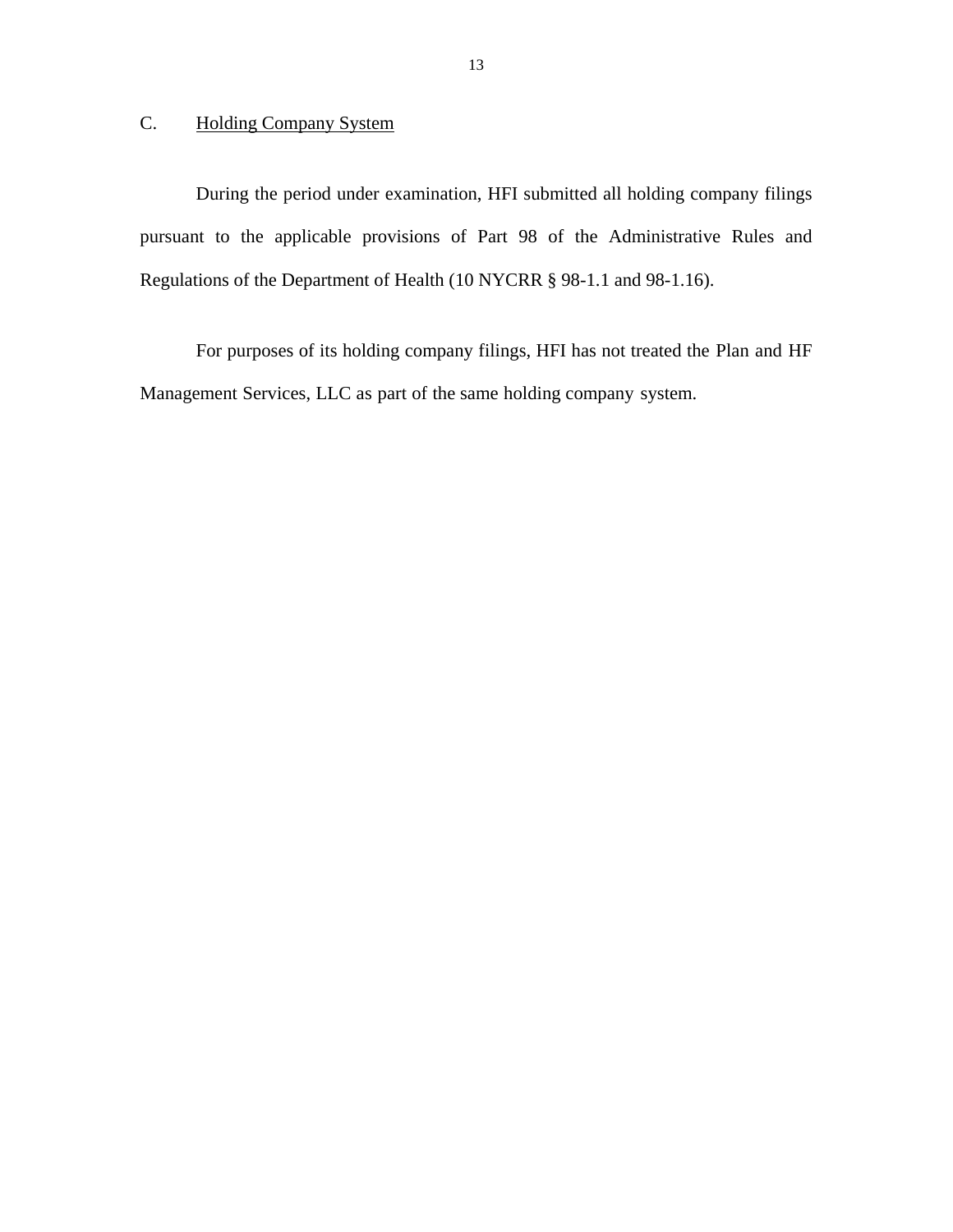## C. Holding Company System

During the period under examination, HFI submitted all holding company filings pursuant to the applicable provisions of Part 98 of the Administrative Rules and Regulations of the Department of Health (10 NYCRR § 98-1.1 and 98-1.16).

For purposes of its holding company filings, HFI has not treated the Plan and HF Management Services, LLC as part of the same holding company system.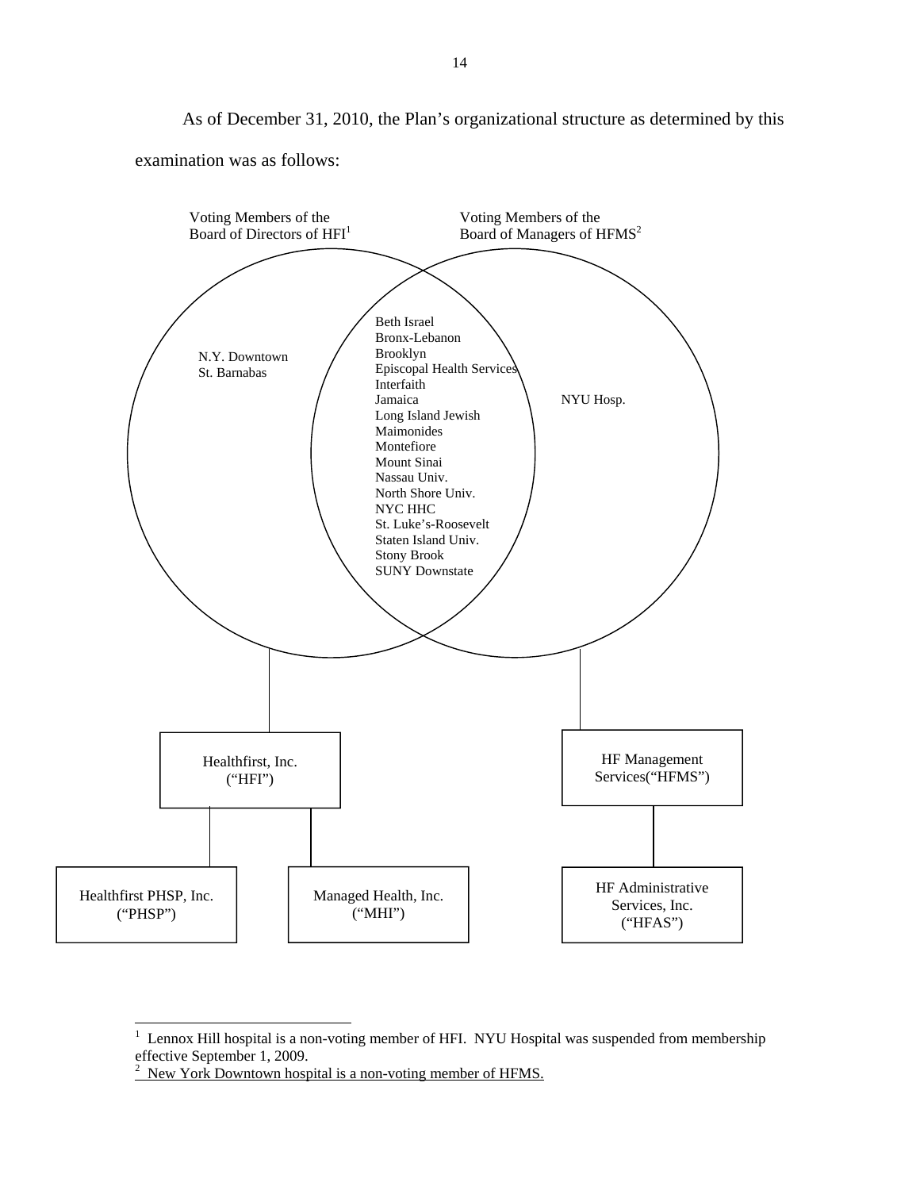As of December 31, 2010, the Plan's organizational structure as determined by this examination was as follows:

Voting Members of the Board of Directors of HFI[1]

Voting Members of the Board of Managers of HFMS[2]

N.Y. Downtown
St. Barnabas

Beth Israel
Bronx-Lebanon
Brooklyn
Episcopal Health Services
Interfaith
Jamaica
Long Island Jewish
Maimonides
Montefiore
Mount Sinai
Nassau Univ.
North Shore Univ.
NYC HHC
St. Luke's-Roosevelt
Staten Island Univ.
Stony Brook
SUNY Downstate

NYU Hosp.

Healthfirst, Inc. ("HFI")

HF Management Services("HFMS")

Healthfirst PHSP, Inc. ("PHSP")

Managed Health, Inc. ("MHI")

HF Administrative Services, Inc. ("HFAS")

---

[1] Lennox Hill hospital is a non-voting member of HFI. NYU Hospital was suspended from membership effective September 1, 2009.

[2] New York Downtown hospital is a non-voting member of HFMS.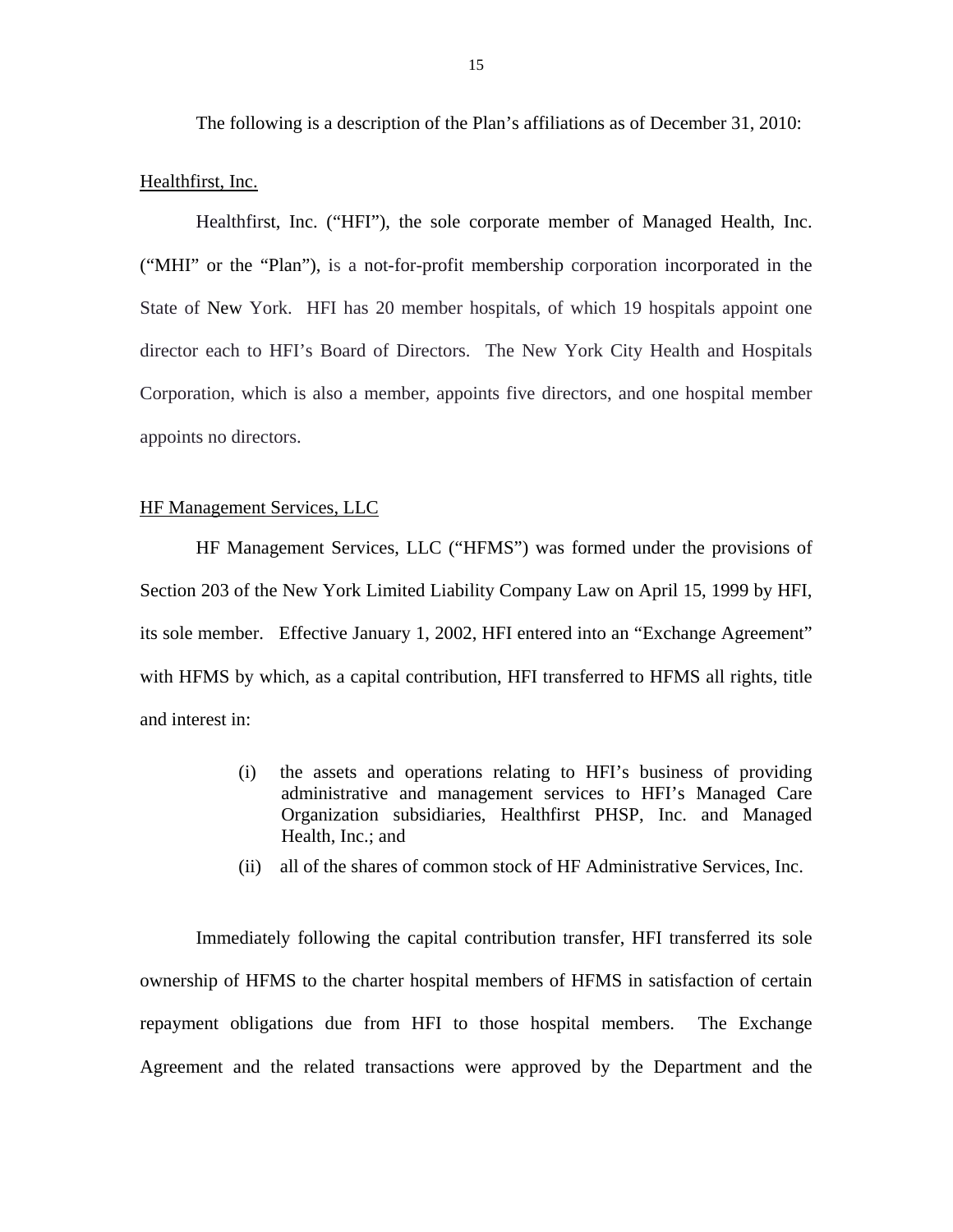The following is a description of the Plan's affiliations as of December 31, 2010:

Healthfirst, Inc.

Healthfirst, Inc. ("HFI"), the sole corporate member of Managed Health, Inc. ("MHI" or the "Plan"), is a not-for-profit membership corporation incorporated in the State of New York. HFI has 20 member hospitals, of which 19 hospitals appoint one director each to HFI's Board of Directors. The New York City Health and Hospitals Corporation, which is also a member, appoints five directors, and one hospital member appoints no directors.

HF Management Services, LLC

HF Management Services, LLC ("HFMS") was formed under the provisions of Section 203 of the New York Limited Liability Company Law on April 15, 1999 by HFI, its sole member. Effective January 1, 2002, HFI entered into an "Exchange Agreement" with HFMS by which, as a capital contribution, HFI transferred to HFMS all rights, title and interest in:

(i) the assets and operations relating to HFI's business of providing administrative and management services to HFI's Managed Care Organization subsidiaries, Healthfirst PHSP, Inc. and Managed Health, Inc.; and

(ii) all of the shares of common stock of HF Administrative Services, Inc.

Immediately following the capital contribution transfer, HFI transferred its sole ownership of HFMS to the charter hospital members of HFMS in satisfaction of certain repayment obligations due from HFI to those hospital members. The Exchange Agreement and the related transactions were approved by the Department and the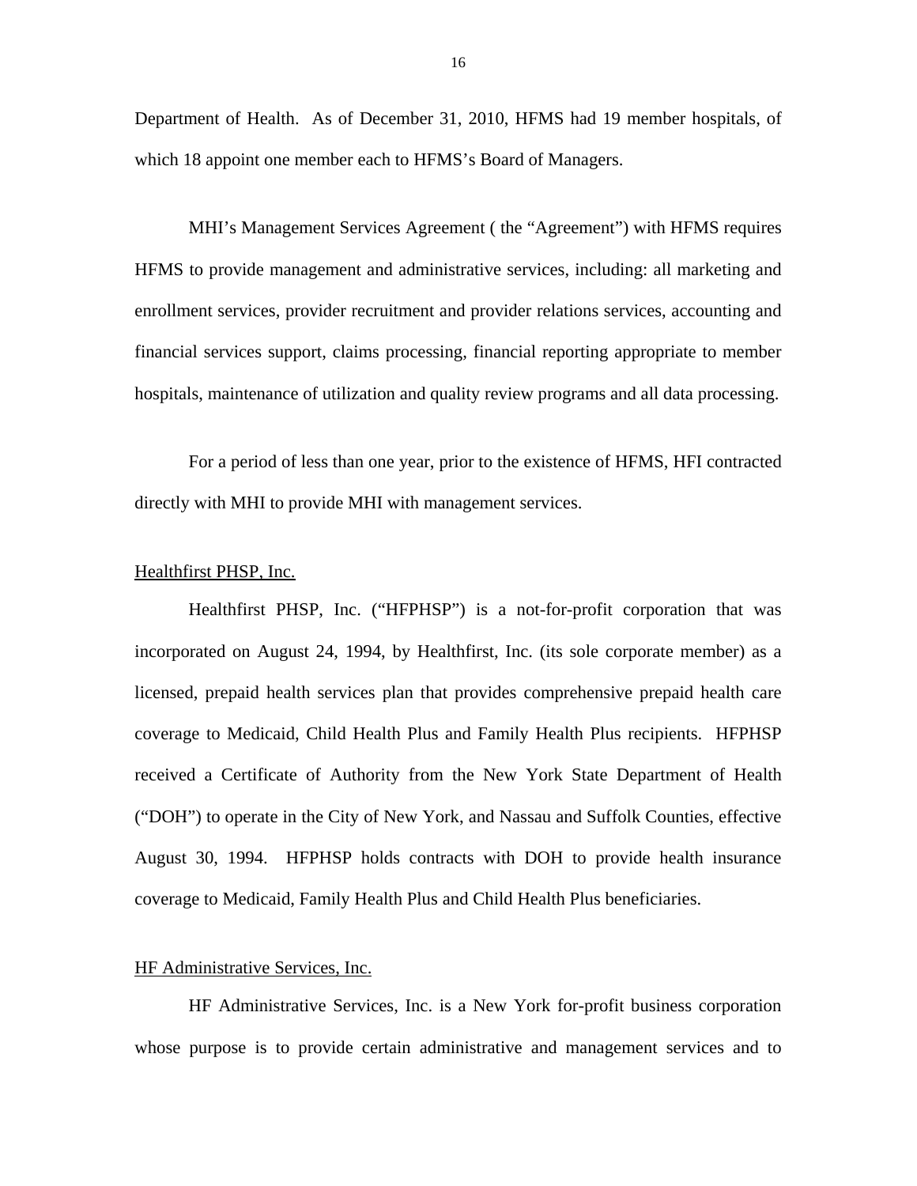Department of Health. As of December 31, 2010, HFMS had 19 member hospitals, of which 18 appoint one member each to HFMS's Board of Managers.

MHI's Management Services Agreement ( the "Agreement") with HFMS requires HFMS to provide management and administrative services, including: all marketing and enrollment services, provider recruitment and provider relations services, accounting and financial services support, claims processing, financial reporting appropriate to member hospitals, maintenance of utilization and quality review programs and all data processing.

For a period of less than one year, prior to the existence of HFMS, HFI contracted directly with MHI to provide MHI with management services.

Healthfirst PHSP, Inc.

Healthfirst PHSP, Inc. ("HFPHSP") is a not-for-profit corporation that was incorporated on August 24, 1994, by Healthfirst, Inc. (its sole corporate member) as a licensed, prepaid health services plan that provides comprehensive prepaid health care coverage to Medicaid, Child Health Plus and Family Health Plus recipients. HFPHSP received a Certificate of Authority from the New York State Department of Health ("DOH") to operate in the City of New York, and Nassau and Suffolk Counties, effective August 30, 1994. HFPHSP holds contracts with DOH to provide health insurance coverage to Medicaid, Family Health Plus and Child Health Plus beneficiaries.

HF Administrative Services, Inc.

HF Administrative Services, Inc. is a New York for-profit business corporation whose purpose is to provide certain administrative and management services and to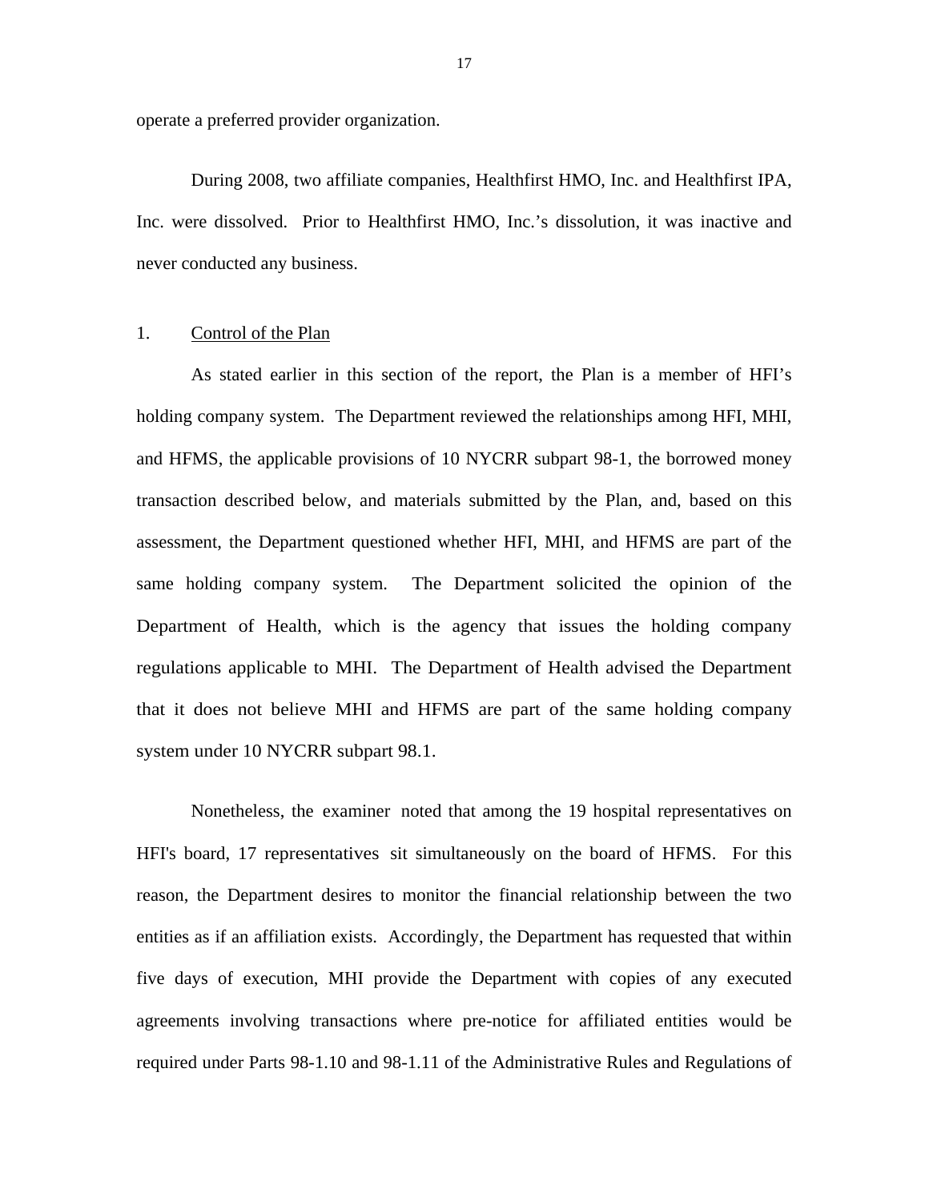operate a preferred provider organization.

During 2008, two affiliate companies, Healthfirst HMO, Inc. and Healthfirst IPA, Inc. were dissolved. Prior to Healthfirst HMO, Inc.'s dissolution, it was inactive and never conducted any business.

1. Control of the Plan

As stated earlier in this section of the report, the Plan is a member of HFI's holding company system. The Department reviewed the relationships among HFI, MHI, and HFMS, the applicable provisions of 10 NYCRR subpart 98-1, the borrowed money transaction described below, and materials submitted by the Plan, and, based on this assessment, the Department questioned whether HFI, MHI, and HFMS are part of the same holding company system. The Department solicited the opinion of the Department of Health, which is the agency that issues the holding company regulations applicable to MHI. The Department of Health advised the Department that it does not believe MHI and HFMS are part of the same holding company system under 10 NYCRR subpart 98.1.

Nonetheless, the examiner noted that among the 19 hospital representatives on HFI's board, 17 representatives sit simultaneously on the board of HFMS. For this reason, the Department desires to monitor the financial relationship between the two entities as if an affiliation exists. Accordingly, the Department has requested that within five days of execution, MHI provide the Department with copies of any executed agreements involving transactions where pre-notice for affiliated entities would be required under Parts 98-1.10 and 98-1.11 of the Administrative Rules and Regulations of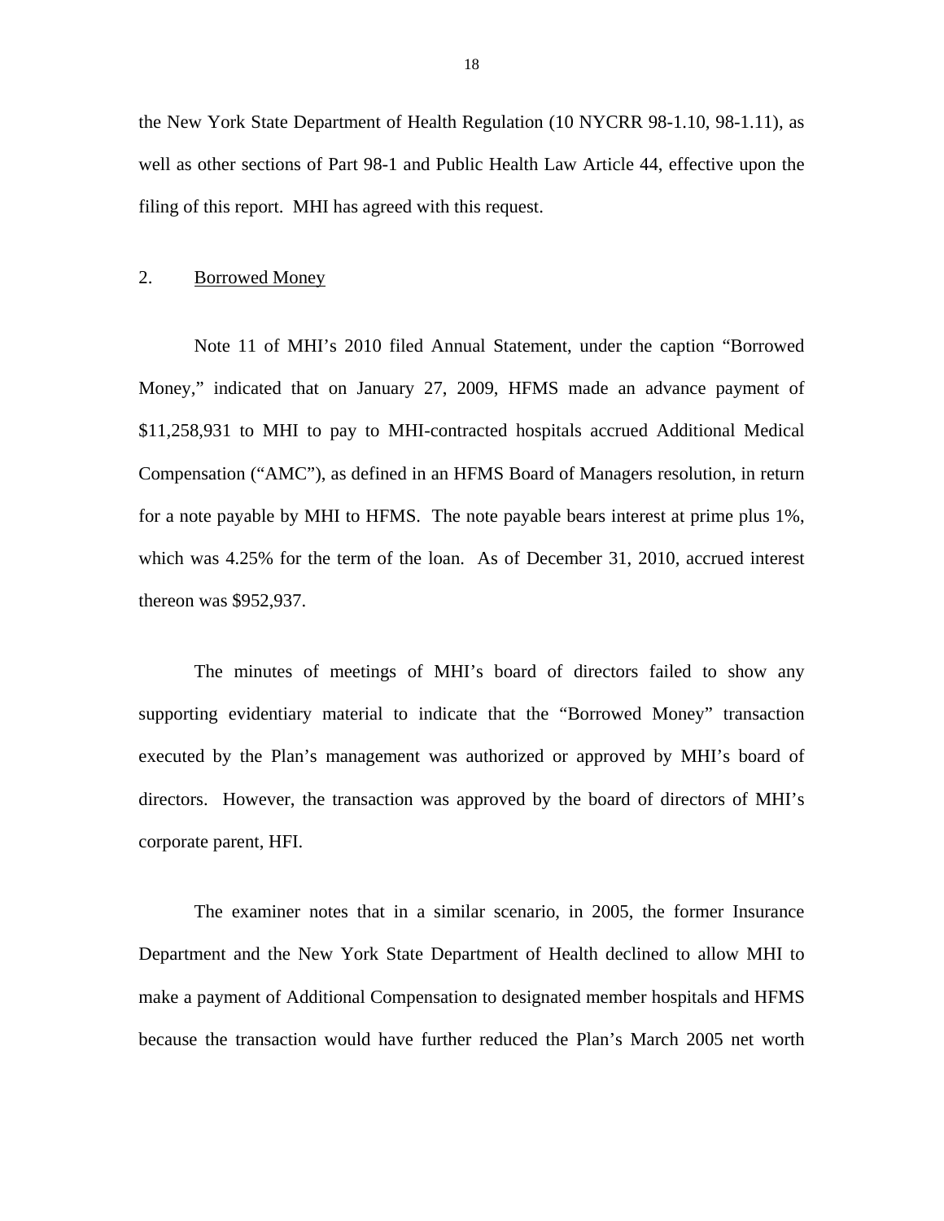the New York State Department of Health Regulation (10 NYCRR 98-1.10, 98-1.11), as well as other sections of Part 98-1 and Public Health Law Article 44, effective upon the filing of this report. MHI has agreed with this request.

2. <u>Borrowed Money</u>

Note 11 of MHI's 2010 filed Annual Statement, under the caption "Borrowed Money," indicated that on January 27, 2009, HFMS made an advance payment of $11,258,931 to MHI to pay to MHI-contracted hospitals accrued Additional Medical Compensation ("AMC"), as defined in an HFMS Board of Managers resolution, in return for a note payable by MHI to HFMS. The note payable bears interest at prime plus 1%, which was 4.25% for the term of the loan. As of December 31, 2010, accrued interest thereon was $952,937.

The minutes of meetings of MHI's board of directors failed to show any supporting evidentiary material to indicate that the "Borrowed Money" transaction executed by the Plan's management was authorized or approved by MHI's board of directors. However, the transaction was approved by the board of directors of MHI's corporate parent, HFI.

The examiner notes that in a similar scenario, in 2005, the former Insurance Department and the New York State Department of Health declined to allow MHI to make a payment of Additional Compensation to designated member hospitals and HFMS because the transaction would have further reduced the Plan's March 2005 net worth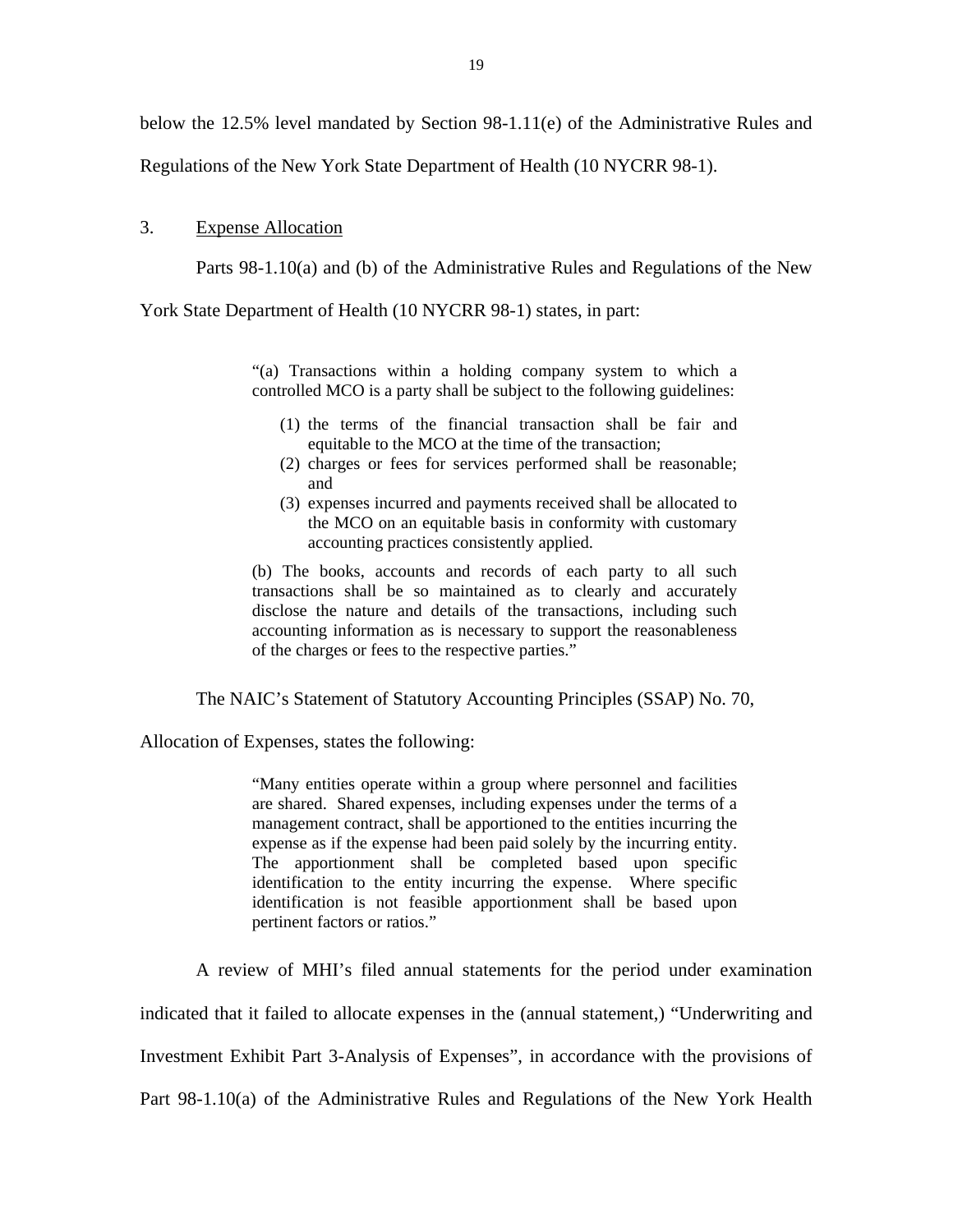below the 12.5% level mandated by Section 98-1.11(e) of the Administrative Rules and Regulations of the New York State Department of Health (10 NYCRR 98-1).

3. Expense Allocation

Parts 98-1.10(a) and (b) of the Administrative Rules and Regulations of the New York State Department of Health (10 NYCRR 98-1) states, in part:

> "(a) Transactions within a holding company system to which a controlled MCO is a party shall be subject to the following guidelines:
>
> (1) the terms of the financial transaction shall be fair and equitable to the MCO at the time of the transaction;
> (2) charges or fees for services performed shall be reasonable; and
> (3) expenses incurred and payments received shall be allocated to the MCO on an equitable basis in conformity with customary accounting practices consistently applied.
>
> (b) The books, accounts and records of each party to all such transactions shall be so maintained as to clearly and accurately disclose the nature and details of the transactions, including such accounting information as is necessary to support the reasonableness of the charges or fees to the respective parties."

The NAIC's Statement of Statutory Accounting Principles (SSAP) No. 70, Allocation of Expenses, states the following:

> "Many entities operate within a group where personnel and facilities are shared. Shared expenses, including expenses under the terms of a management contract, shall be apportioned to the entities incurring the expense as if the expense had been paid solely by the incurring entity. The apportionment shall be completed based upon specific identification to the entity incurring the expense. Where specific identification is not feasible apportionment shall be based upon pertinent factors or ratios."

A review of MHI's filed annual statements for the period under examination indicated that it failed to allocate expenses in the (annual statement,) "Underwriting and Investment Exhibit Part 3-Analysis of Expenses", in accordance with the provisions of Part 98-1.10(a) of the Administrative Rules and Regulations of the New York Health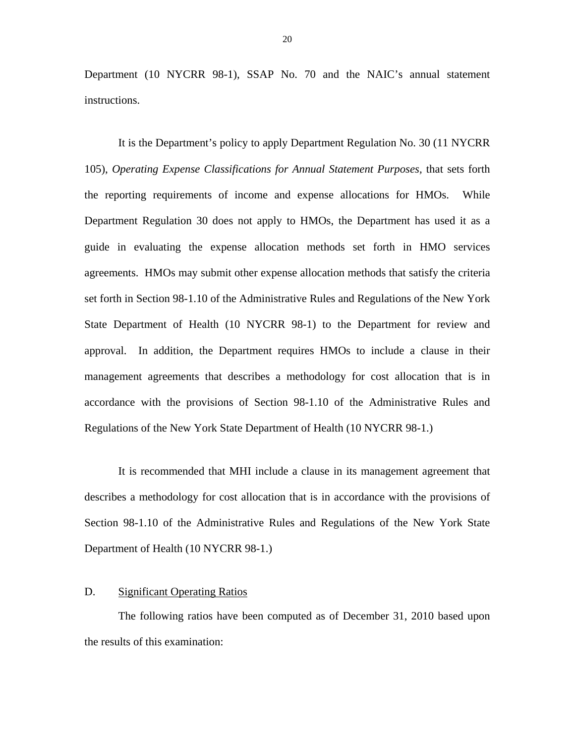Department (10 NYCRR 98-1), SSAP No. 70 and the NAIC's annual statement instructions.

It is the Department's policy to apply Department Regulation No. 30 (11 NYCRR 105), *Operating Expense Classifications for Annual Statement Purposes*, that sets forth the reporting requirements of income and expense allocations for HMOs. While Department Regulation 30 does not apply to HMOs, the Department has used it as a guide in evaluating the expense allocation methods set forth in HMO services agreements. HMOs may submit other expense allocation methods that satisfy the criteria set forth in Section 98-1.10 of the Administrative Rules and Regulations of the New York State Department of Health (10 NYCRR 98-1) to the Department for review and approval. In addition, the Department requires HMOs to include a clause in their management agreements that describes a methodology for cost allocation that is in accordance with the provisions of Section 98-1.10 of the Administrative Rules and Regulations of the New York State Department of Health (10 NYCRR 98-1.)

It is recommended that MHI include a clause in its management agreement that describes a methodology for cost allocation that is in accordance with the provisions of Section 98-1.10 of the Administrative Rules and Regulations of the New York State Department of Health (10 NYCRR 98-1.)

## D. Significant Operating Ratios

The following ratios have been computed as of December 31, 2010 based upon the results of this examination: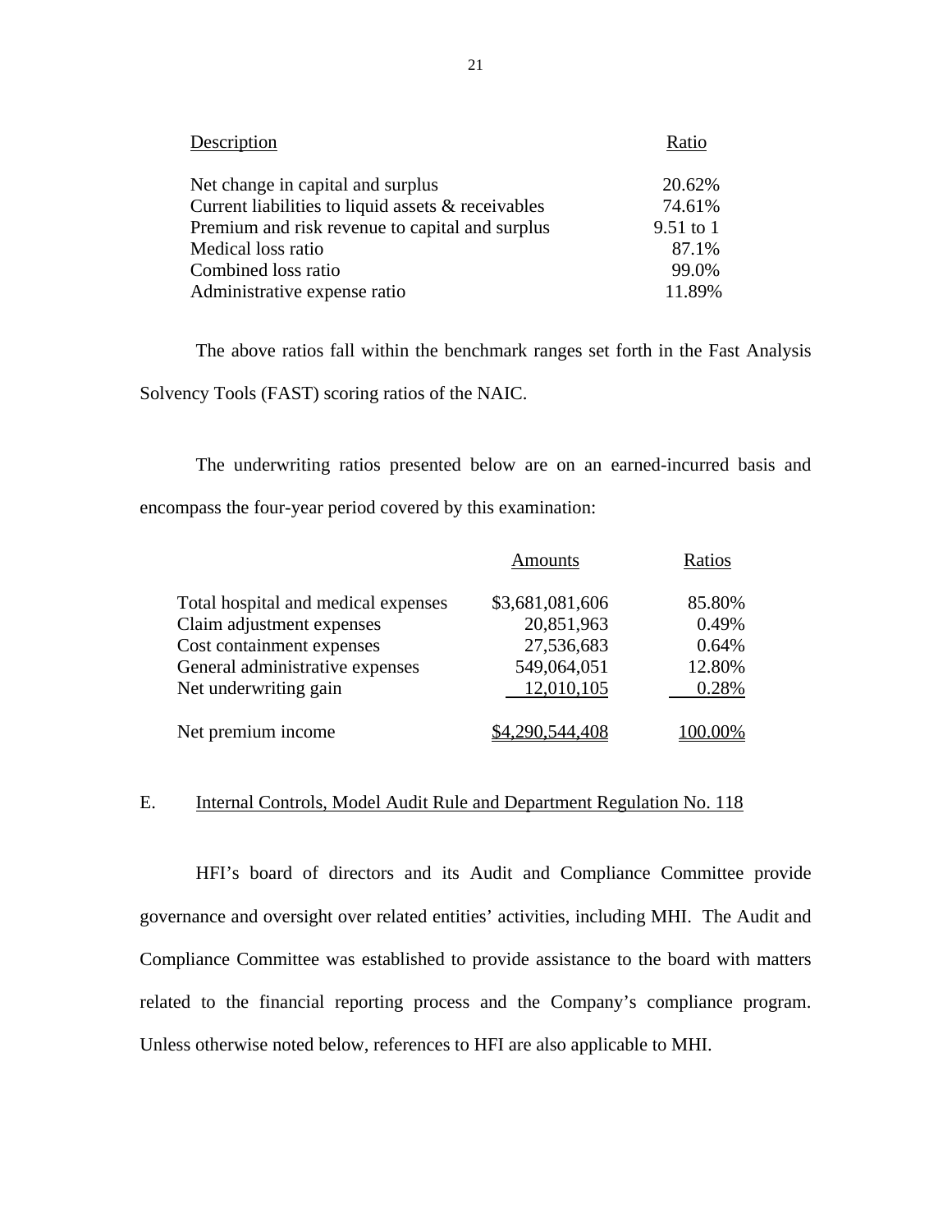| Description | Ratio |
|---|---|
| Net change in capital and surplus | 20.62% |
| Current liabilities to liquid assets & receivables | 74.61% |
| Premium and risk revenue to capital and surplus | 9.51 to 1 |
| Medical loss ratio | 87.1% |
| Combined loss ratio | 99.0% |
| Administrative expense ratio | 11.89% |

The above ratios fall within the benchmark ranges set forth in the Fast Analysis Solvency Tools (FAST) scoring ratios of the NAIC.

The underwriting ratios presented below are on an earned-incurred basis and encompass the four-year period covered by this examination:

| | Amounts | Ratios |
|---|---|---|
| Total hospital and medical expenses | $3,681,081,606 | 85.80% |
| Claim adjustment expenses | 20,851,963 | 0.49% |
| Cost containment expenses | 27,536,683 | 0.64% |
| General administrative expenses | 549,064,051 | 12.80% |
| Net underwriting gain | 12,010,105 | 0.28% |
| Net premium income | $4,290,544,408 | 100.00% |

E. Internal Controls, Model Audit Rule and Department Regulation No. 118

HFI's board of directors and its Audit and Compliance Committee provide governance and oversight over related entities' activities, including MHI. The Audit and Compliance Committee was established to provide assistance to the board with matters related to the financial reporting process and the Company's compliance program. Unless otherwise noted below, references to HFI are also applicable to MHI.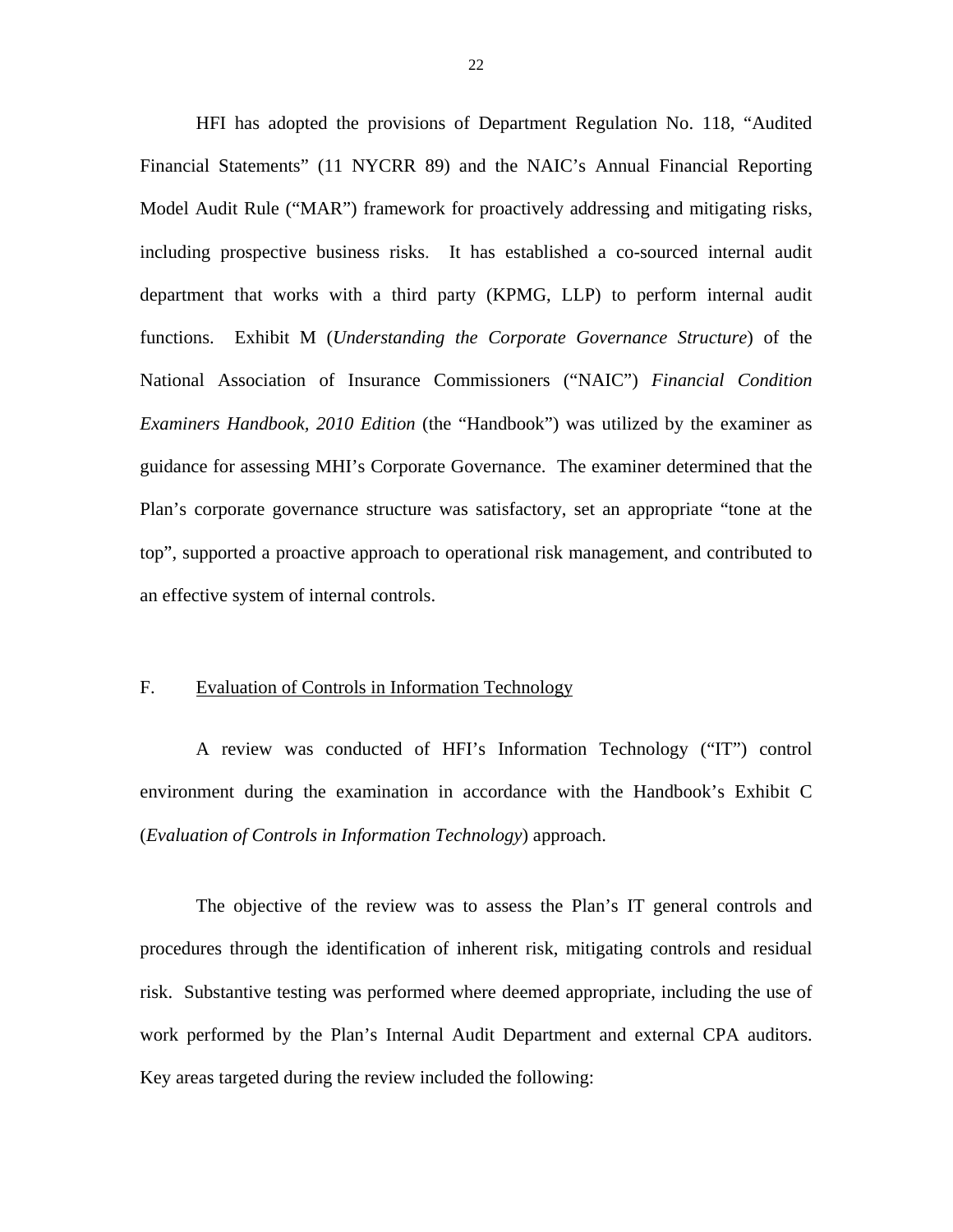HFI has adopted the provisions of Department Regulation No. 118, "Audited Financial Statements" (11 NYCRR 89) and the NAIC's Annual Financial Reporting Model Audit Rule ("MAR") framework for proactively addressing and mitigating risks, including prospective business risks. It has established a co-sourced internal audit department that works with a third party (KPMG, LLP) to perform internal audit functions. Exhibit M (*Understanding the Corporate Governance Structure*) of the National Association of Insurance Commissioners ("NAIC") *Financial Condition Examiners Handbook, 2010 Edition* (the "Handbook") was utilized by the examiner as guidance for assessing MHI's Corporate Governance. The examiner determined that the Plan's corporate governance structure was satisfactory, set an appropriate "tone at the top", supported a proactive approach to operational risk management, and contributed to an effective system of internal controls.

## F. Evaluation of Controls in Information Technology

A review was conducted of HFI's Information Technology ("IT") control environment during the examination in accordance with the Handbook's Exhibit C (*Evaluation of Controls in Information Technology*) approach.

The objective of the review was to assess the Plan's IT general controls and procedures through the identification of inherent risk, mitigating controls and residual risk. Substantive testing was performed where deemed appropriate, including the use of work performed by the Plan's Internal Audit Department and external CPA auditors. Key areas targeted during the review included the following: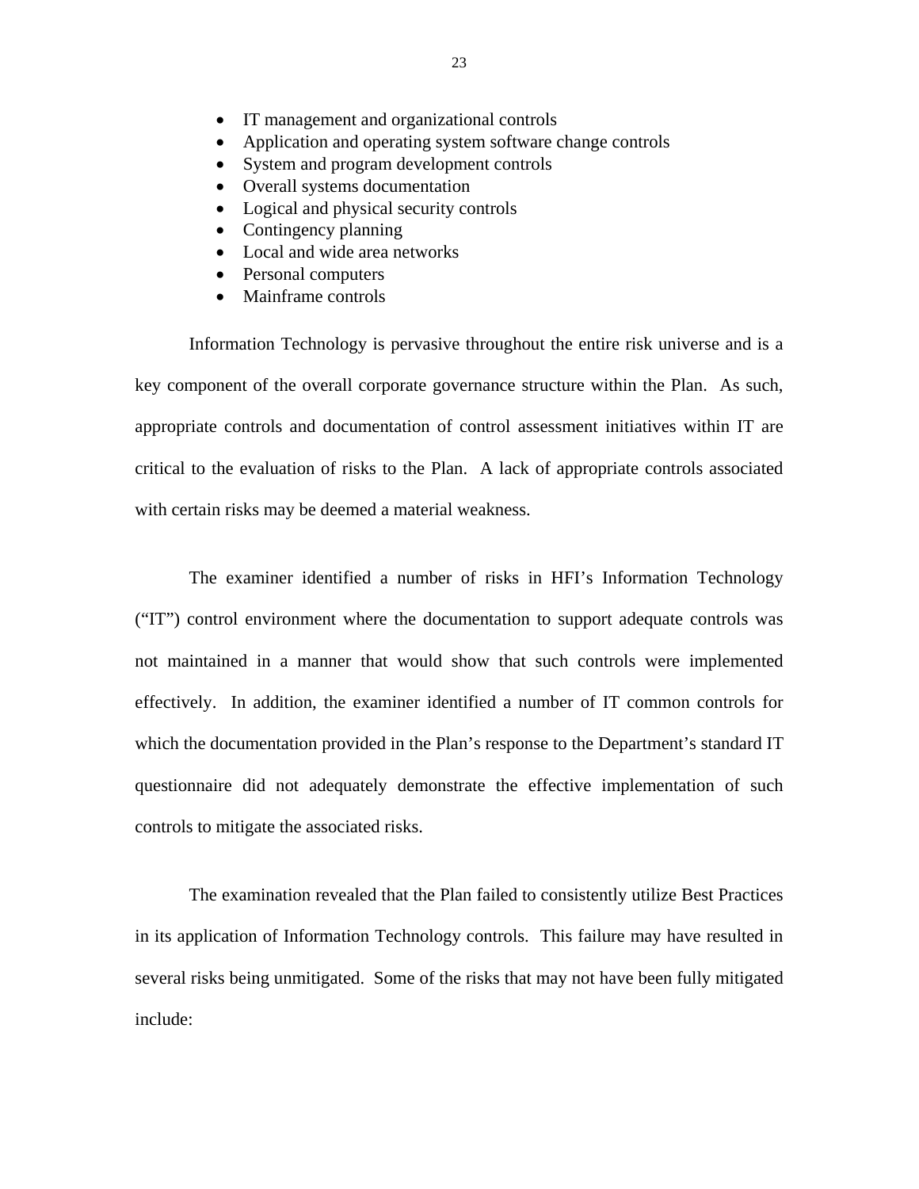- IT management and organizational controls
- Application and operating system software change controls
- System and program development controls
- Overall systems documentation
- Logical and physical security controls
- Contingency planning
- Local and wide area networks
- Personal computers
- Mainframe controls

Information Technology is pervasive throughout the entire risk universe and is a key component of the overall corporate governance structure within the Plan. As such, appropriate controls and documentation of control assessment initiatives within IT are critical to the evaluation of risks to the Plan. A lack of appropriate controls associated with certain risks may be deemed a material weakness.

The examiner identified a number of risks in HFI's Information Technology ("IT") control environment where the documentation to support adequate controls was not maintained in a manner that would show that such controls were implemented effectively. In addition, the examiner identified a number of IT common controls for which the documentation provided in the Plan's response to the Department's standard IT questionnaire did not adequately demonstrate the effective implementation of such controls to mitigate the associated risks.

The examination revealed that the Plan failed to consistently utilize Best Practices in its application of Information Technology controls. This failure may have resulted in several risks being unmitigated. Some of the risks that may not have been fully mitigated include: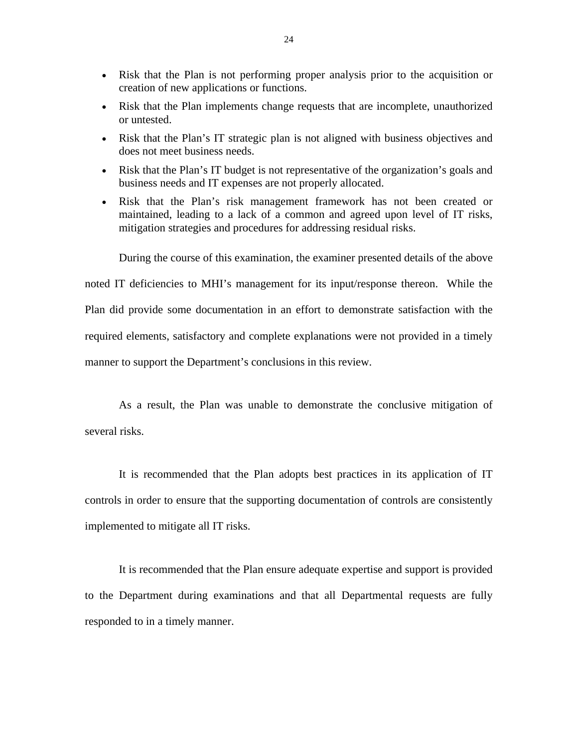- Risk that the Plan is not performing proper analysis prior to the acquisition or creation of new applications or functions.
- Risk that the Plan implements change requests that are incomplete, unauthorized or untested.
- Risk that the Plan's IT strategic plan is not aligned with business objectives and does not meet business needs.
- Risk that the Plan's IT budget is not representative of the organization's goals and business needs and IT expenses are not properly allocated.
- Risk that the Plan's risk management framework has not been created or maintained, leading to a lack of a common and agreed upon level of IT risks, mitigation strategies and procedures for addressing residual risks.

During the course of this examination, the examiner presented details of the above noted IT deficiencies to MHI's management for its input/response thereon. While the Plan did provide some documentation in an effort to demonstrate satisfaction with the required elements, satisfactory and complete explanations were not provided in a timely manner to support the Department's conclusions in this review.

As a result, the Plan was unable to demonstrate the conclusive mitigation of several risks.

It is recommended that the Plan adopts best practices in its application of IT controls in order to ensure that the supporting documentation of controls are consistently implemented to mitigate all IT risks.

It is recommended that the Plan ensure adequate expertise and support is provided to the Department during examinations and that all Departmental requests are fully responded to in a timely manner.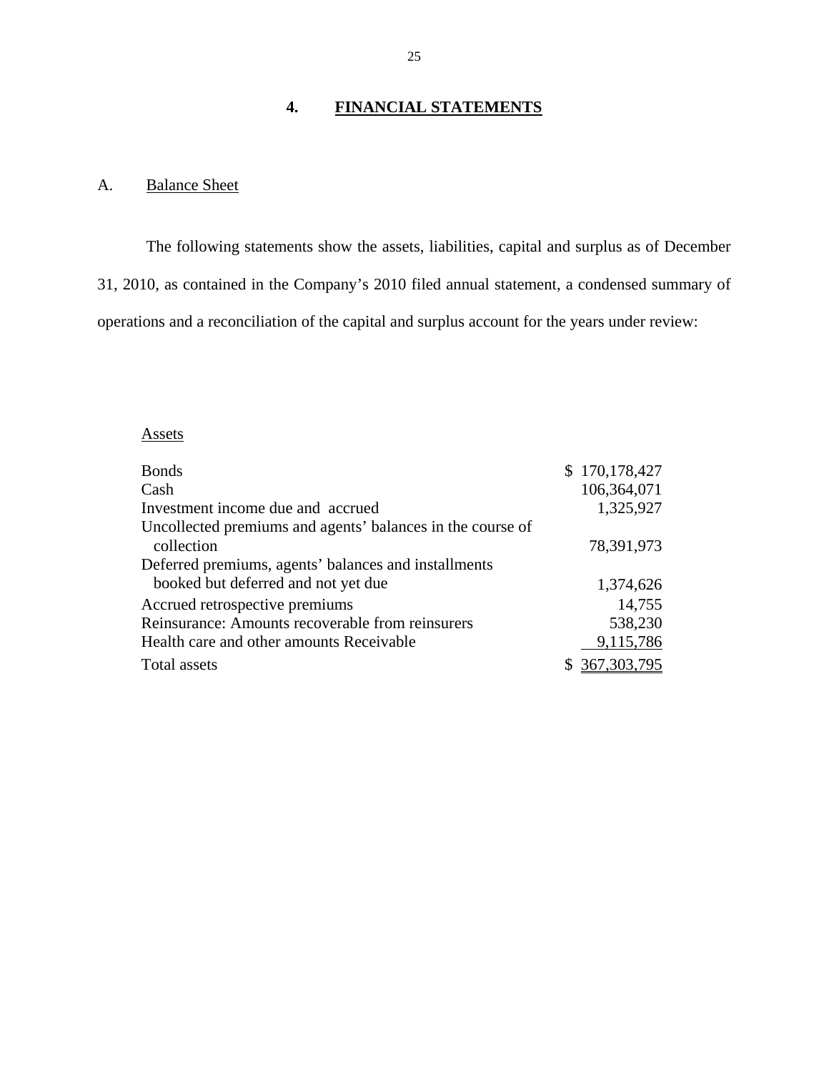## 4. FINANCIAL STATEMENTS

### A. Balance Sheet

The following statements show the assets, liabilities, capital and surplus as of December 31, 2010, as contained in the Company's 2010 filed annual statement, a condensed summary of operations and a reconciliation of the capital and surplus account for the years under review:

| Assets | |
|---|---|
| Bonds | $ 170,178,427 |
| Cash | 106,364,071 |
| Investment income due and accrued | 1,325,927 |
| Uncollected premiums and agents' balances in the course of collection | 78,391,973 |
| Deferred premiums, agents' balances and installments booked but deferred and not yet due | 1,374,626 |
| Accrued retrospective premiums | 14,755 |
| Reinsurance: Amounts recoverable from reinsurers | 538,230 |
| Health care and other amounts Receivable | 9,115,786 |
| Total assets | $ 367,303,795 |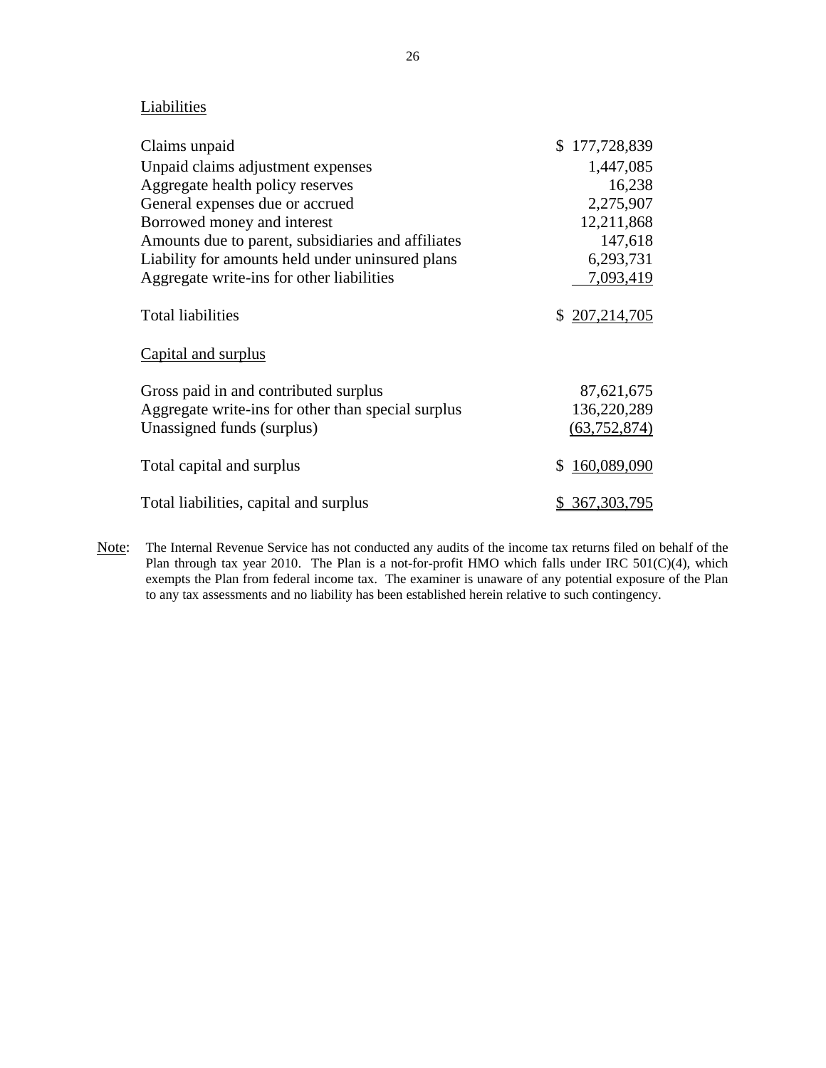Liabilities

| | |
|---|---|
| Claims unpaid | $ 177,728,839 |
| Unpaid claims adjustment expenses | 1,447,085 |
| Aggregate health policy reserves | 16,238 |
| General expenses due or accrued | 2,275,907 |
| Borrowed money and interest | 12,211,868 |
| Amounts due to parent, subsidiaries and affiliates | 147,618 |
| Liability for amounts held under uninsured plans | 6,293,731 |
| Aggregate write-ins for other liabilities | 7,093,419 |
| Total liabilities | $ 207,214,705 |
| Capital and surplus | |
| Gross paid in and contributed surplus | 87,621,675 |
| Aggregate write-ins for other than special surplus | 136,220,289 |
| Unassigned funds (surplus) | (63,752,874) |
| Total capital and surplus | $ 160,089,090 |
| Total liabilities, capital and surplus | $ 367,303,795 |

Note: The Internal Revenue Service has not conducted any audits of the income tax returns filed on behalf of the Plan through tax year 2010. The Plan is a not-for-profit HMO which falls under IRC 501(C)(4), which exempts the Plan from federal income tax. The examiner is unaware of any potential exposure of the Plan to any tax assessments and no liability has been established herein relative to such contingency.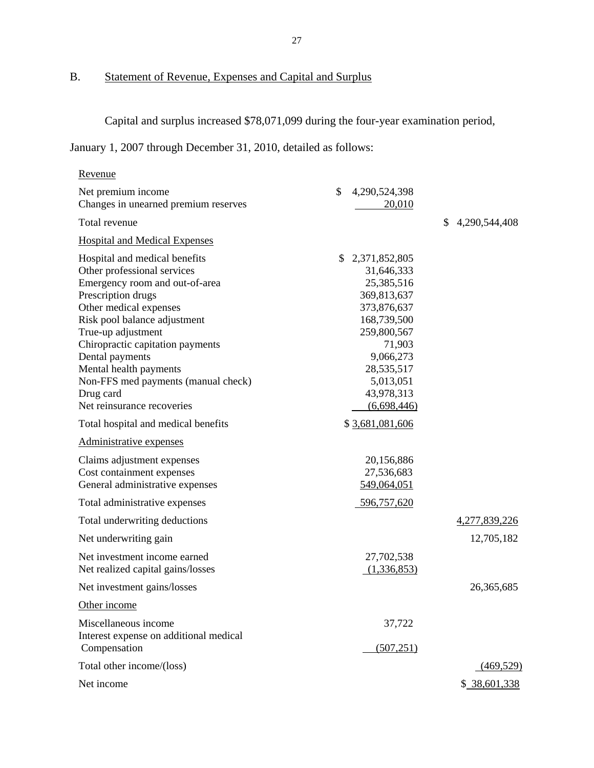## B. Statement of Revenue, Expenses and Capital and Surplus

Capital and surplus increased $78,071,099 during the four-year examination period, January 1, 2007 through December 31, 2010, detailed as follows:

| | | |
|---|---|---|
| Revenue | | |
| Net premium income | $ 4,290,524,398 | |
| Changes in unearned premium reserves | 20,010 | |
| Total revenue | | $ 4,290,544,408 |
| Hospital and Medical Expenses | | |
| Hospital and medical benefits | $ 2,371,852,805 | |
| Other professional services | 31,646,333 | |
| Emergency room and out-of-area | 25,385,516 | |
| Prescription drugs | 369,813,637 | |
| Other medical expenses | 373,876,637 | |
| Risk pool balance adjustment | 168,739,500 | |
| True-up adjustment | 259,800,567 | |
| Chiropractic capitation payments | 71,903 | |
| Dental payments | 9,066,273 | |
| Mental health payments | 28,535,517 | |
| Non-FFS med payments (manual check) | 5,013,051 | |
| Drug card | 43,978,313 | |
| Net reinsurance recoveries | (6,698,446) | |
| Total hospital and medical benefits | $ 3,681,081,606 | |
| Administrative expenses | | |
| Claims adjustment expenses | 20,156,886 | |
| Cost containment expenses | 27,536,683 | |
| General administrative expenses | 549,064,051 | |
| Total administrative expenses | 596,757,620 | |
| Total underwriting deductions | | 4,277,839,226 |
| Net underwriting gain | | 12,705,182 |
| Net investment income earned | 27,702,538 | |
| Net realized capital gains/losses | (1,336,853) | |
| Net investment gains/losses | | 26,365,685 |
| Other income | | |
| Miscellaneous income | 37,722 | |
| Interest expense on additional medical Compensation | (507,251) | |
| Total other income/(loss) | | (469,529) |
| Net income | | $ 38,601,338 |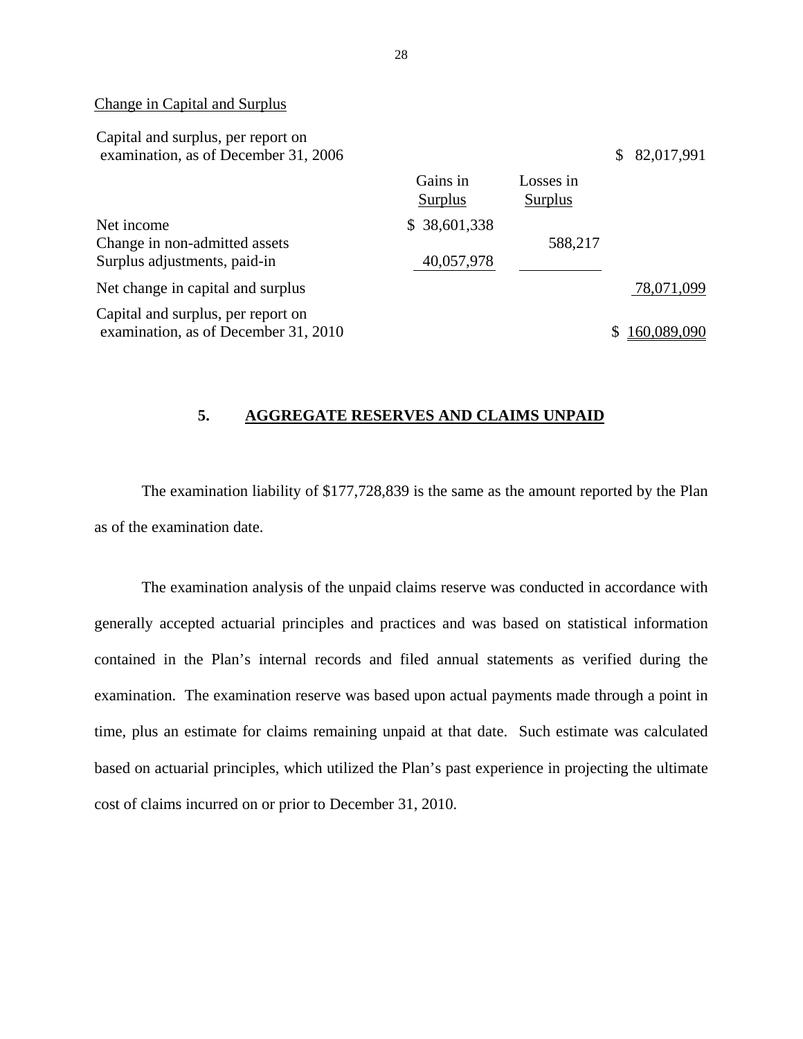Change in Capital and Surplus

| | Gains in Surplus | Losses in Surplus | |
|---|---|---|---|
| Capital and surplus, per report on examination, as of December 31, 2006 | | | $ 82,017,991 |
| Net income | $ 38,601,338 | | |
| Change in non-admitted assets | | 588,217 | |
| Surplus adjustments, paid-in | 40,057,978 | | |
| Net change in capital and surplus | | | 78,071,099 |
| Capital and surplus, per report on examination, as of December 31, 2010 | | | $ 160,089,090 |

## 5. AGGREGATE RESERVES AND CLAIMS UNPAID

The examination liability of $177,728,839 is the same as the amount reported by the Plan as of the examination date.

The examination analysis of the unpaid claims reserve was conducted in accordance with generally accepted actuarial principles and practices and was based on statistical information contained in the Plan's internal records and filed annual statements as verified during the examination. The examination reserve was based upon actual payments made through a point in time, plus an estimate for claims remaining unpaid at that date. Such estimate was calculated based on actuarial principles, which utilized the Plan's past experience in projecting the ultimate cost of claims incurred on or prior to December 31, 2010.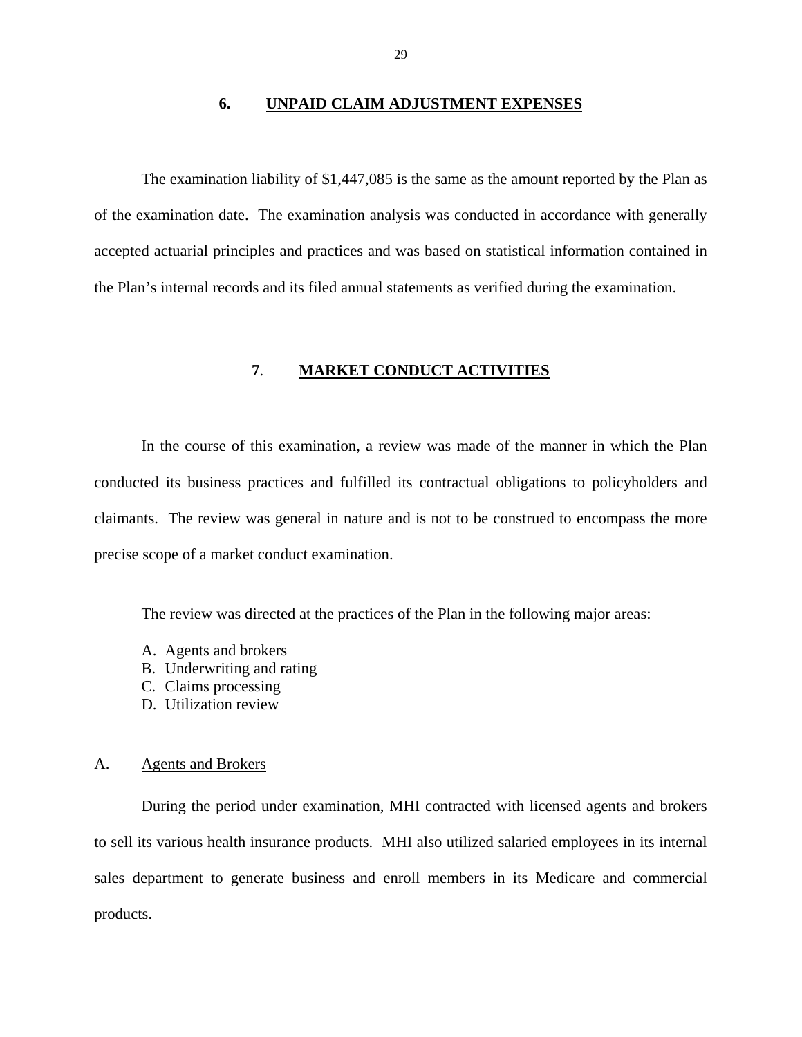## 6. UNPAID CLAIM ADJUSTMENT EXPENSES

The examination liability of $1,447,085 is the same as the amount reported by the Plan as of the examination date. The examination analysis was conducted in accordance with generally accepted actuarial principles and practices and was based on statistical information contained in the Plan's internal records and its filed annual statements as verified during the examination.

## **7**. MARKET CONDUCT ACTIVITIES

In the course of this examination, a review was made of the manner in which the Plan conducted its business practices and fulfilled its contractual obligations to policyholders and claimants. The review was general in nature and is not to be construed to encompass the more precise scope of a market conduct examination.

The review was directed at the practices of the Plan in the following major areas:

A. Agents and brokers
B. Underwriting and rating
C. Claims processing
D. Utilization review

### A. Agents and Brokers

During the period under examination, MHI contracted with licensed agents and brokers to sell its various health insurance products. MHI also utilized salaried employees in its internal sales department to generate business and enroll members in its Medicare and commercial products.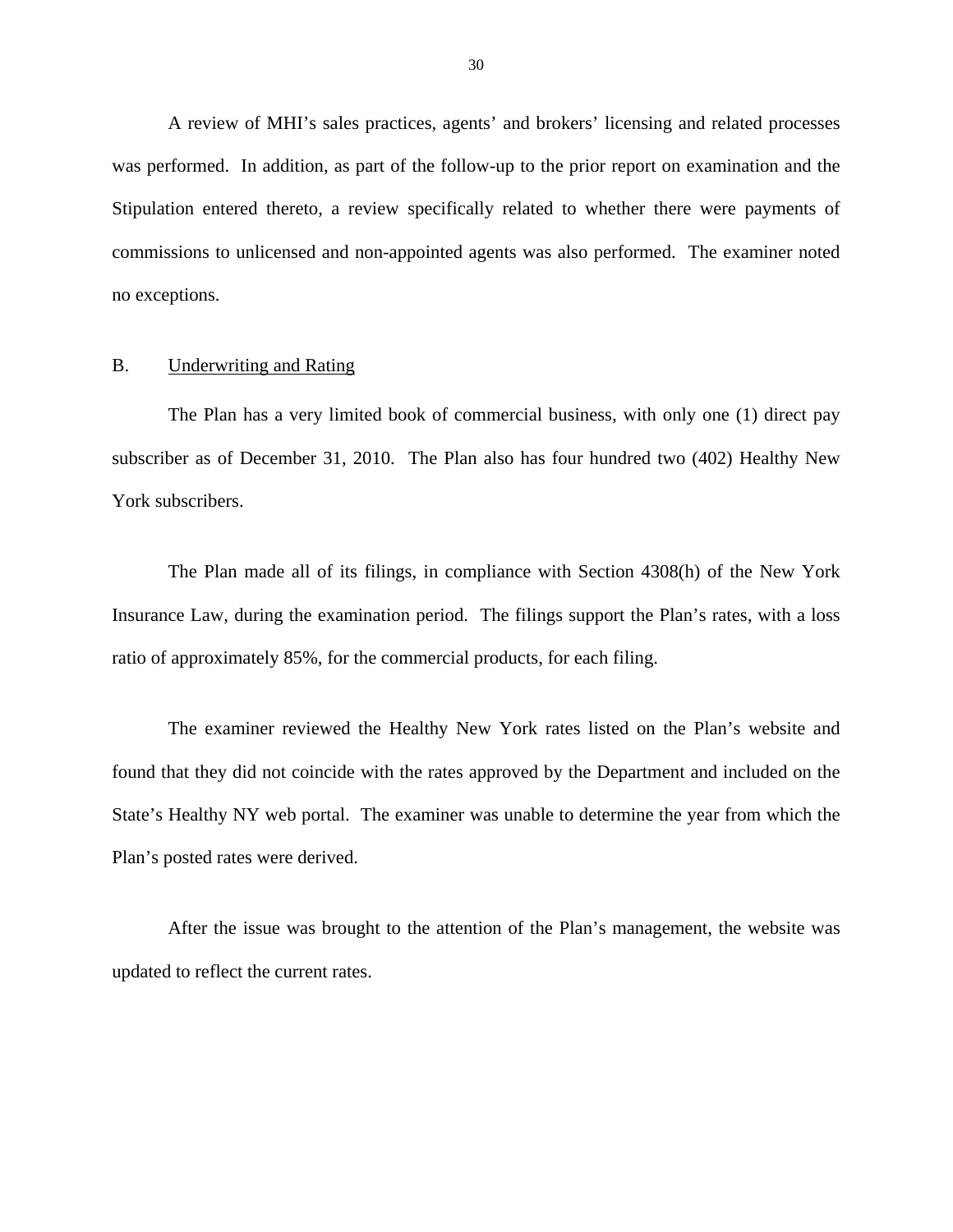A review of MHI's sales practices, agents' and brokers' licensing and related processes was performed. In addition, as part of the follow-up to the prior report on examination and the Stipulation entered thereto, a review specifically related to whether there were payments of commissions to unlicensed and non-appointed agents was also performed. The examiner noted no exceptions.

## B. Underwriting and Rating

The Plan has a very limited book of commercial business, with only one (1) direct pay subscriber as of December 31, 2010. The Plan also has four hundred two (402) Healthy New York subscribers.

The Plan made all of its filings, in compliance with Section 4308(h) of the New York Insurance Law, during the examination period. The filings support the Plan's rates, with a loss ratio of approximately 85%, for the commercial products, for each filing.

The examiner reviewed the Healthy New York rates listed on the Plan's website and found that they did not coincide with the rates approved by the Department and included on the State's Healthy NY web portal. The examiner was unable to determine the year from which the Plan's posted rates were derived.

After the issue was brought to the attention of the Plan's management, the website was updated to reflect the current rates.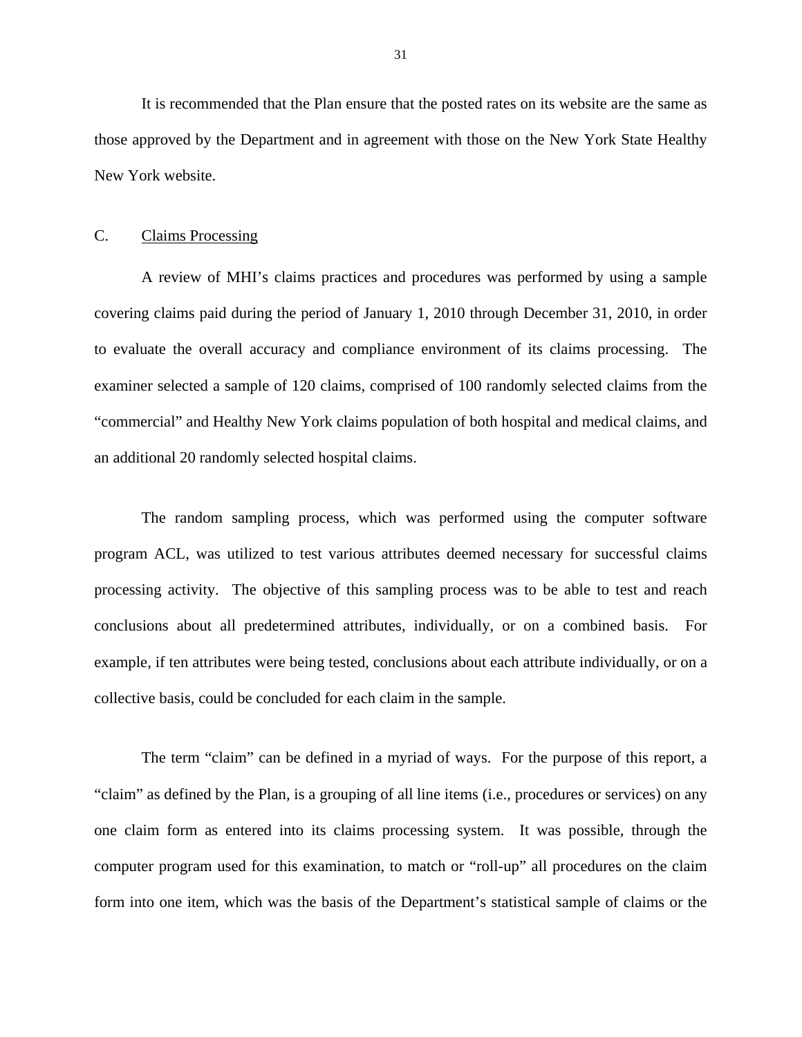It is recommended that the Plan ensure that the posted rates on its website are the same as those approved by the Department and in agreement with those on the New York State Healthy New York website.

## C. Claims Processing

A review of MHI's claims practices and procedures was performed by using a sample covering claims paid during the period of January 1, 2010 through December 31, 2010, in order to evaluate the overall accuracy and compliance environment of its claims processing. The examiner selected a sample of 120 claims, comprised of 100 randomly selected claims from the "commercial" and Healthy New York claims population of both hospital and medical claims, and an additional 20 randomly selected hospital claims.

The random sampling process, which was performed using the computer software program ACL, was utilized to test various attributes deemed necessary for successful claims processing activity. The objective of this sampling process was to be able to test and reach conclusions about all predetermined attributes, individually, or on a combined basis. For example, if ten attributes were being tested, conclusions about each attribute individually, or on a collective basis, could be concluded for each claim in the sample.

The term "claim" can be defined in a myriad of ways. For the purpose of this report, a "claim" as defined by the Plan, is a grouping of all line items (i.e., procedures or services) on any one claim form as entered into its claims processing system. It was possible, through the computer program used for this examination, to match or "roll-up" all procedures on the claim form into one item, which was the basis of the Department's statistical sample of claims or the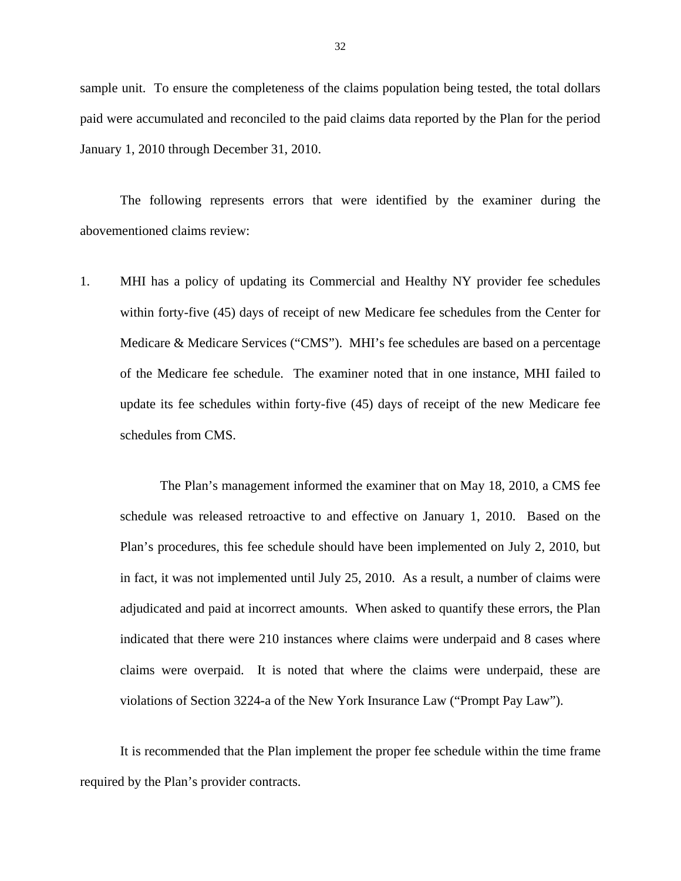sample unit. To ensure the completeness of the claims population being tested, the total dollars paid were accumulated and reconciled to the paid claims data reported by the Plan for the period January 1, 2010 through December 31, 2010.

The following represents errors that were identified by the examiner during the abovementioned claims review:

1. MHI has a policy of updating its Commercial and Healthy NY provider fee schedules within forty-five (45) days of receipt of new Medicare fee schedules from the Center for Medicare & Medicare Services ("CMS"). MHI's fee schedules are based on a percentage of the Medicare fee schedule. The examiner noted that in one instance, MHI failed to update its fee schedules within forty-five (45) days of receipt of the new Medicare fee schedules from CMS.

   The Plan's management informed the examiner that on May 18, 2010, a CMS fee schedule was released retroactive to and effective on January 1, 2010. Based on the Plan's procedures, this fee schedule should have been implemented on July 2, 2010, but in fact, it was not implemented until July 25, 2010. As a result, a number of claims were adjudicated and paid at incorrect amounts. When asked to quantify these errors, the Plan indicated that there were 210 instances where claims were underpaid and 8 cases where claims were overpaid. It is noted that where the claims were underpaid, these are violations of Section 3224-a of the New York Insurance Law ("Prompt Pay Law").

It is recommended that the Plan implement the proper fee schedule within the time frame required by the Plan's provider contracts.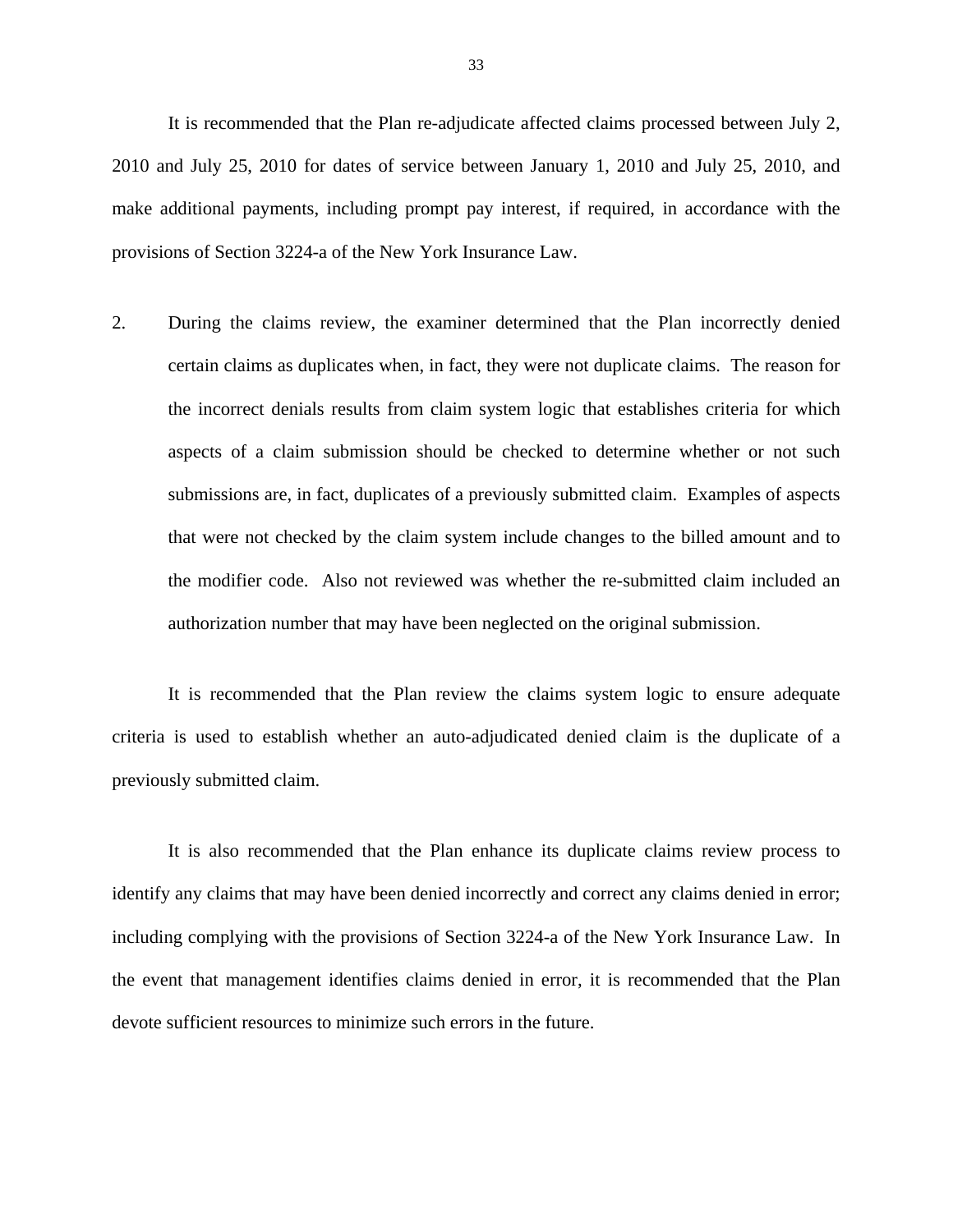It is recommended that the Plan re-adjudicate affected claims processed between July 2, 2010 and July 25, 2010 for dates of service between January 1, 2010 and July 25, 2010, and make additional payments, including prompt pay interest, if required, in accordance with the provisions of Section 3224-a of the New York Insurance Law.

2. During the claims review, the examiner determined that the Plan incorrectly denied certain claims as duplicates when, in fact, they were not duplicate claims. The reason for the incorrect denials results from claim system logic that establishes criteria for which aspects of a claim submission should be checked to determine whether or not such submissions are, in fact, duplicates of a previously submitted claim. Examples of aspects that were not checked by the claim system include changes to the billed amount and to the modifier code. Also not reviewed was whether the re-submitted claim included an authorization number that may have been neglected on the original submission.

It is recommended that the Plan review the claims system logic to ensure adequate criteria is used to establish whether an auto-adjudicated denied claim is the duplicate of a previously submitted claim.

It is also recommended that the Plan enhance its duplicate claims review process to identify any claims that may have been denied incorrectly and correct any claims denied in error; including complying with the provisions of Section 3224-a of the New York Insurance Law. In the event that management identifies claims denied in error, it is recommended that the Plan devote sufficient resources to minimize such errors in the future.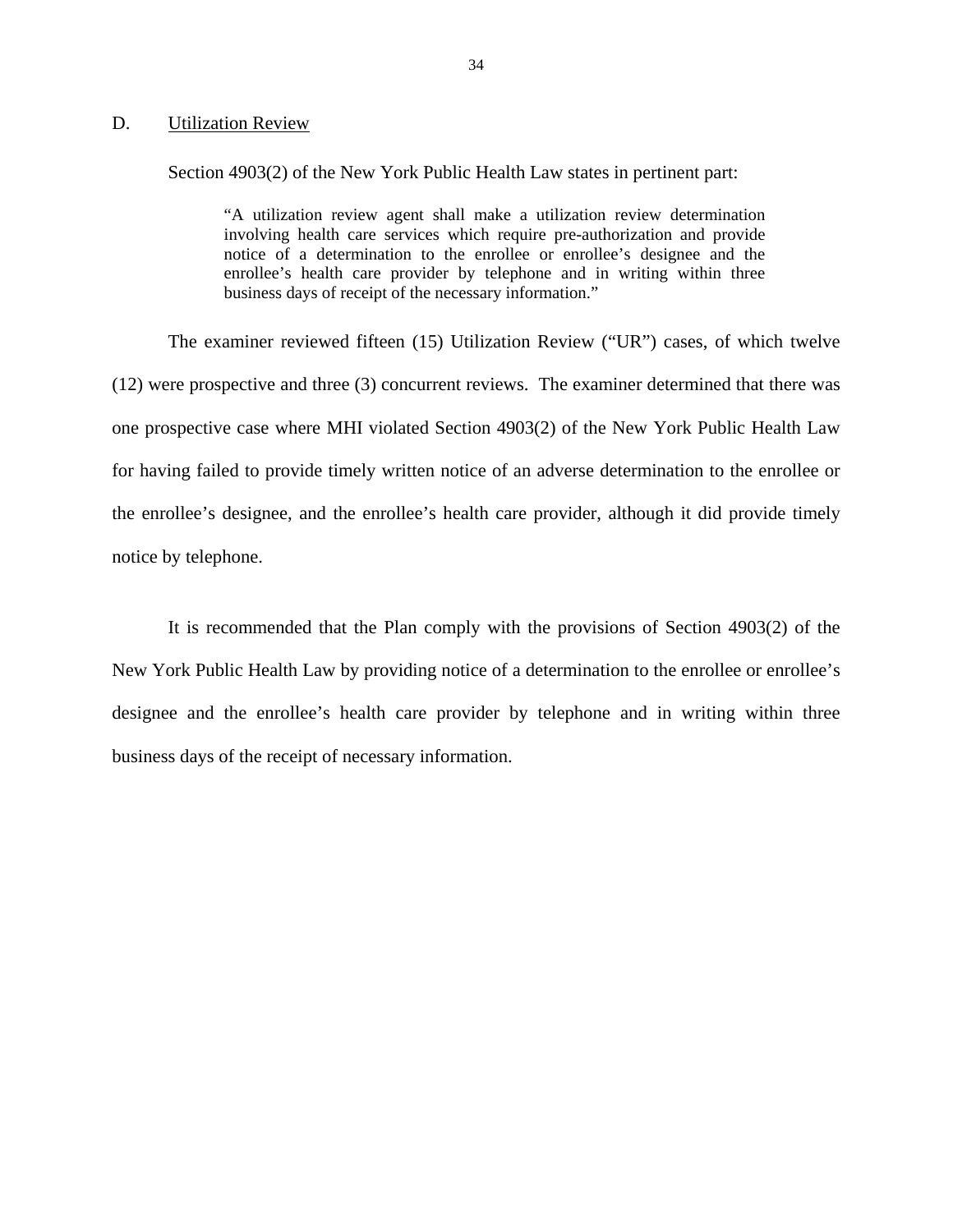## D. Utilization Review

Section 4903(2) of the New York Public Health Law states in pertinent part:

> "A utilization review agent shall make a utilization review determination involving health care services which require pre-authorization and provide notice of a determination to the enrollee or enrollee's designee and the enrollee's health care provider by telephone and in writing within three business days of receipt of the necessary information."

The examiner reviewed fifteen (15) Utilization Review ("UR") cases, of which twelve (12) were prospective and three (3) concurrent reviews. The examiner determined that there was one prospective case where MHI violated Section 4903(2) of the New York Public Health Law for having failed to provide timely written notice of an adverse determination to the enrollee or the enrollee's designee, and the enrollee's health care provider, although it did provide timely notice by telephone.

It is recommended that the Plan comply with the provisions of Section 4903(2) of the New York Public Health Law by providing notice of a determination to the enrollee or enrollee's designee and the enrollee's health care provider by telephone and in writing within three business days of the receipt of necessary information.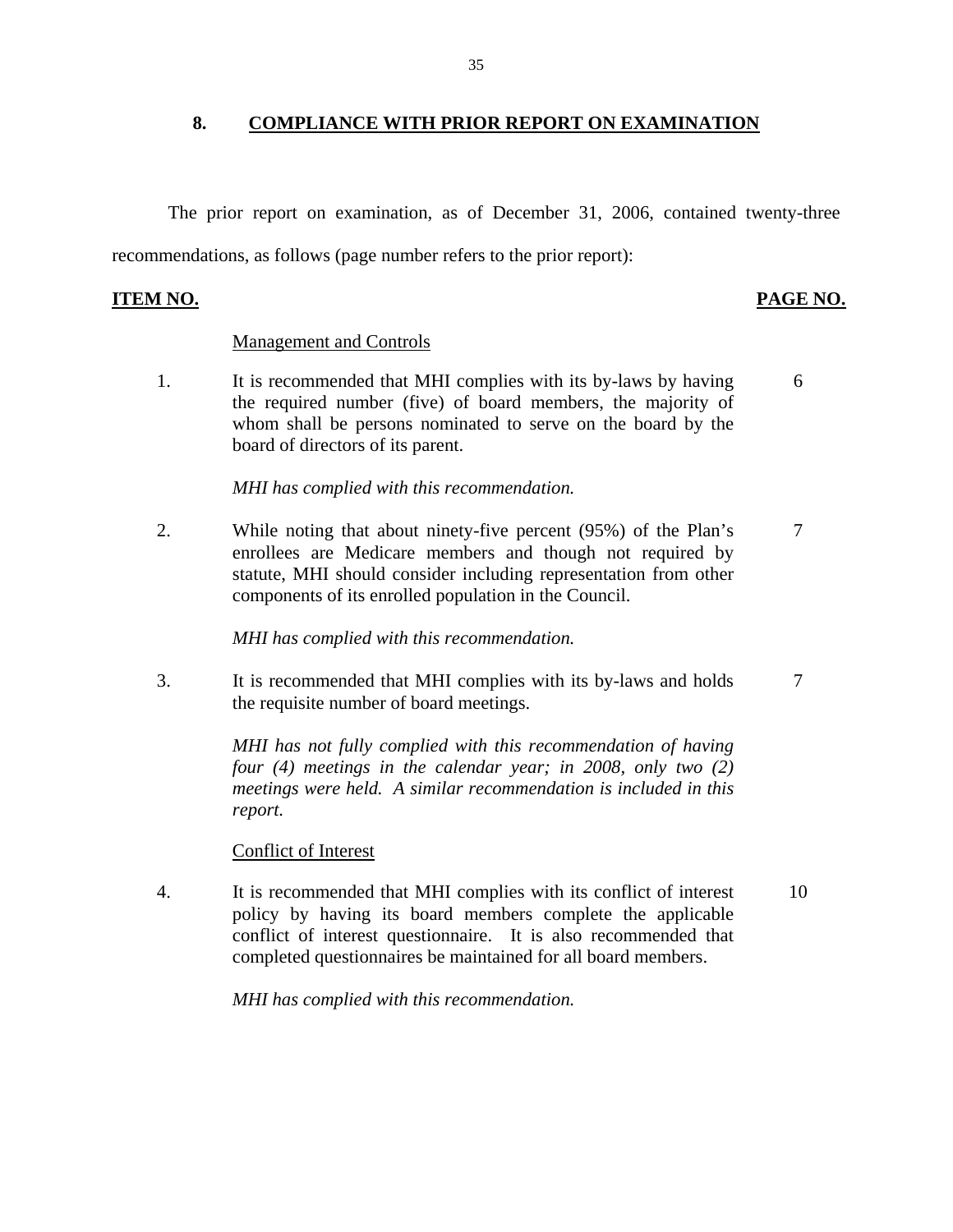## 8. COMPLIANCE WITH PRIOR REPORT ON EXAMINATION

The prior report on examination, as of December 31, 2006, contained twenty-three recommendations, as follows (page number refers to the prior report):

| ITEM NO. | | PAGE NO. |
|---|---|---|
| | Management and Controls | |
| 1. | It is recommended that MHI complies with its by-laws by having the required number (five) of board members, the majority of whom shall be persons nominated to serve on the board by the board of directors of its parent.<br><br>*MHI has complied with this recommendation.* | 6 |
| 2. | While noting that about ninety-five percent (95%) of the Plan's enrollees are Medicare members and though not required by statute, MHI should consider including representation from other components of its enrolled population in the Council.<br><br>*MHI has complied with this recommendation.* | 7 |
| 3. | It is recommended that MHI complies with its by-laws and holds the requisite number of board meetings.<br><br>*MHI has not fully complied with this recommendation of having four (4) meetings in the calendar year; in 2008, only two (2) meetings were held. A similar recommendation is included in this report.* | 7 |
| | Conflict of Interest | |
| 4. | It is recommended that MHI complies with its conflict of interest policy by having its board members complete the applicable conflict of interest questionnaire. It is also recommended that completed questionnaires be maintained for all board members.<br><br>*MHI has complied with this recommendation.* | 10 |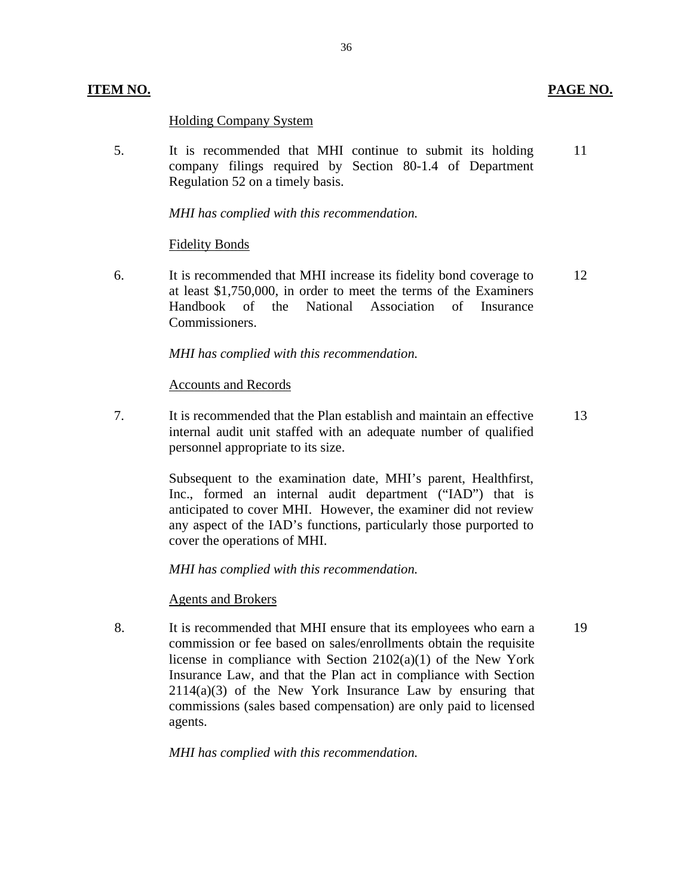| ITEM NO. | | PAGE NO. |
|---|---|---|
| | Holding Company System | |
| 5. | It is recommended that MHI continue to submit its holding company filings required by Section 80-1.4 of Department Regulation 52 on a timely basis.<br><br>*MHI has complied with this recommendation.* | 11 |
| | Fidelity Bonds | |
| 6. | It is recommended that MHI increase its fidelity bond coverage to at least $1,750,000, in order to meet the terms of the Examiners Handbook of the National Association of Insurance Commissioners.<br><br>*MHI has complied with this recommendation.* | 12 |
| | Accounts and Records | |
| 7. | It is recommended that the Plan establish and maintain an effective internal audit unit staffed with an adequate number of qualified personnel appropriate to its size.<br><br>Subsequent to the examination date, MHI's parent, Healthfirst, Inc., formed an internal audit department ("IAD") that is anticipated to cover MHI. However, the examiner did not review any aspect of the IAD's functions, particularly those purported to cover the operations of MHI.<br><br>*MHI has complied with this recommendation.* | 13 |
| | Agents and Brokers | |
| 8. | It is recommended that MHI ensure that its employees who earn a commission or fee based on sales/enrollments obtain the requisite license in compliance with Section 2102(a)(1) of the New York Insurance Law, and that the Plan act in compliance with Section 2114(a)(3) of the New York Insurance Law by ensuring that commissions (sales based compensation) are only paid to licensed agents.<br><br>*MHI has complied with this recommendation.* | 19 |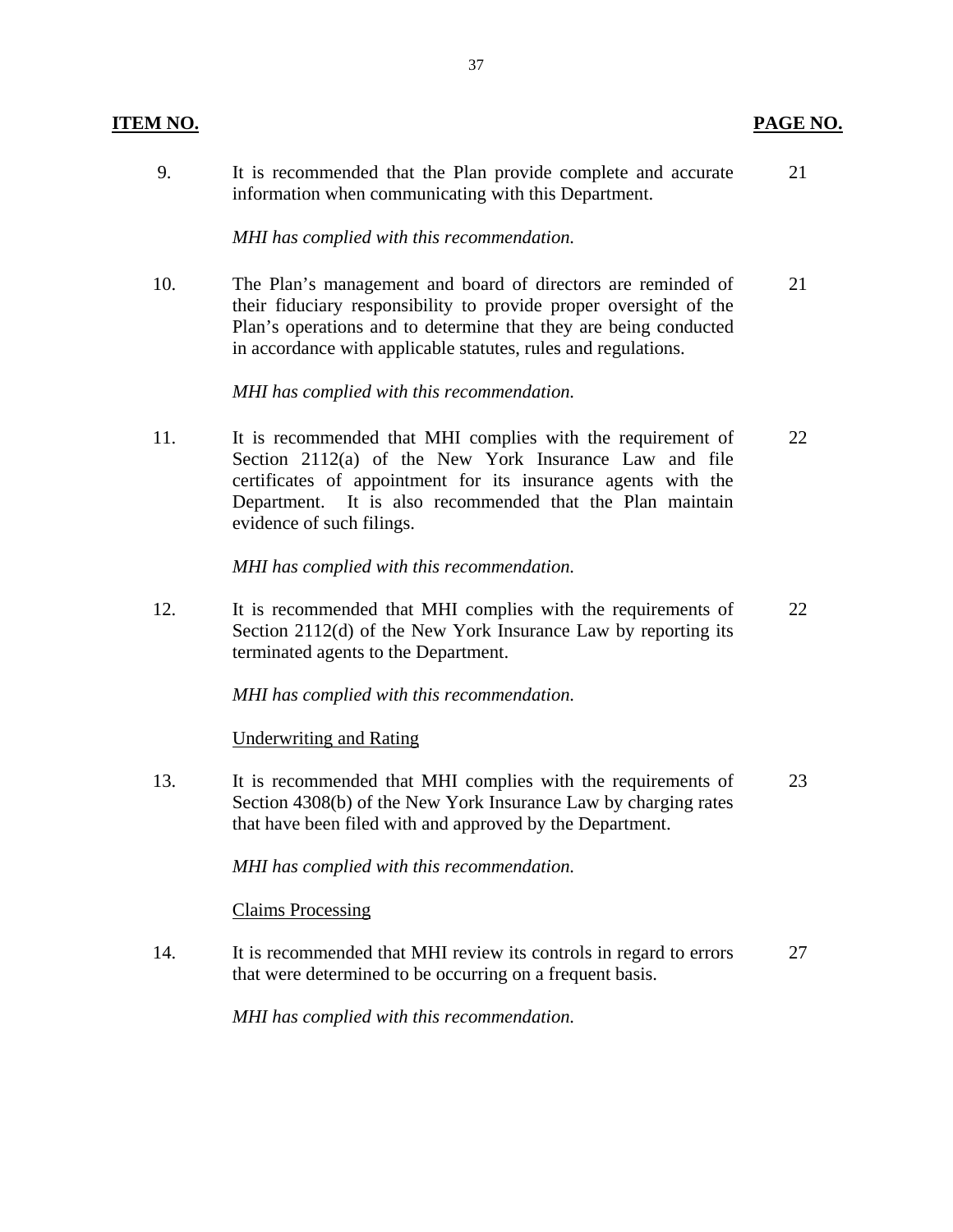| **ITEM NO.** | | **PAGE NO.** |
|---|---|---|
| 9. | It is recommended that the Plan provide complete and accurate information when communicating with this Department.<br><br>*MHI has complied with this recommendation.* | 21 |
| 10. | The Plan's management and board of directors are reminded of their fiduciary responsibility to provide proper oversight of the Plan's operations and to determine that they are being conducted in accordance with applicable statutes, rules and regulations.<br><br>*MHI has complied with this recommendation.* | 21 |
| 11. | It is recommended that MHI complies with the requirement of Section 2112(a) of the New York Insurance Law and file certificates of appointment for its insurance agents with the Department. It is also recommended that the Plan maintain evidence of such filings.<br><br>*MHI has complied with this recommendation.* | 22 |
| 12. | It is recommended that MHI complies with the requirements of Section 2112(d) of the New York Insurance Law by reporting its terminated agents to the Department.<br><br>*MHI has complied with this recommendation.* | 22 |
| | <u>Underwriting and Rating</u> | |
| 13. | It is recommended that MHI complies with the requirements of Section 4308(b) of the New York Insurance Law by charging rates that have been filed with and approved by the Department.<br><br>*MHI has complied with this recommendation.* | 23 |
| | <u>Claims Processing</u> | |
| 14. | It is recommended that MHI review its controls in regard to errors that were determined to be occurring on a frequent basis.<br><br>*MHI has complied with this recommendation.* | 27 |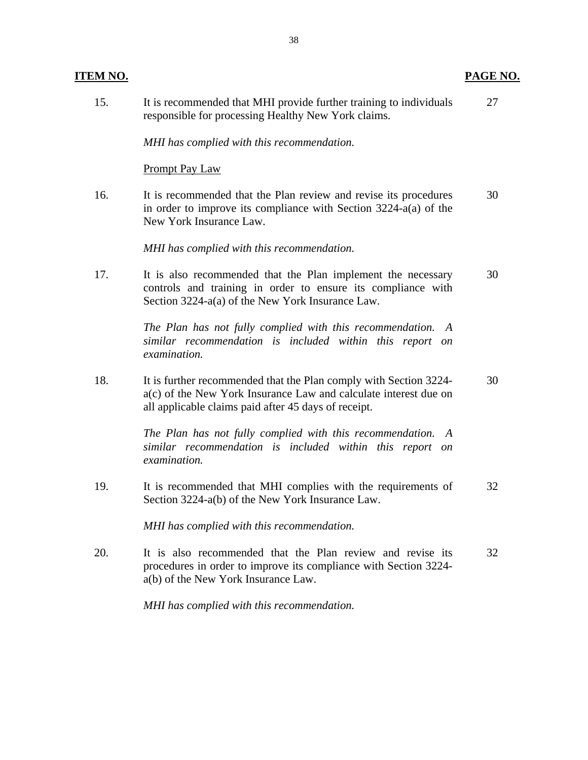| **ITEM NO.** | | **PAGE NO.** |
|---|---|---|
| 15. | It is recommended that MHI provide further training to individuals responsible for processing Healthy New York claims.<br><br>*MHI has complied with this recommendation.* | 27 |
| | <u>Prompt Pay Law</u> | |
| 16. | It is recommended that the Plan review and revise its procedures in order to improve its compliance with Section 3224-a(a) of the New York Insurance Law.<br><br>*MHI has complied with this recommendation.* | 30 |
| 17. | It is also recommended that the Plan implement the necessary controls and training in order to ensure its compliance with Section 3224-a(a) of the New York Insurance Law.<br><br>*The Plan has not fully complied with this recommendation. A similar recommendation is included within this report on examination.* | 30 |
| 18. | It is further recommended that the Plan comply with Section 3224-a(c) of the New York Insurance Law and calculate interest due on all applicable claims paid after 45 days of receipt.<br><br>*The Plan has not fully complied with this recommendation. A similar recommendation is included within this report on examination.* | 30 |
| 19. | It is recommended that MHI complies with the requirements of Section 3224-a(b) of the New York Insurance Law.<br><br>*MHI has complied with this recommendation.* | 32 |
| 20. | It is also recommended that the Plan review and revise its procedures in order to improve its compliance with Section 3224-a(b) of the New York Insurance Law.<br><br>*MHI has complied with this recommendation.* | 32 |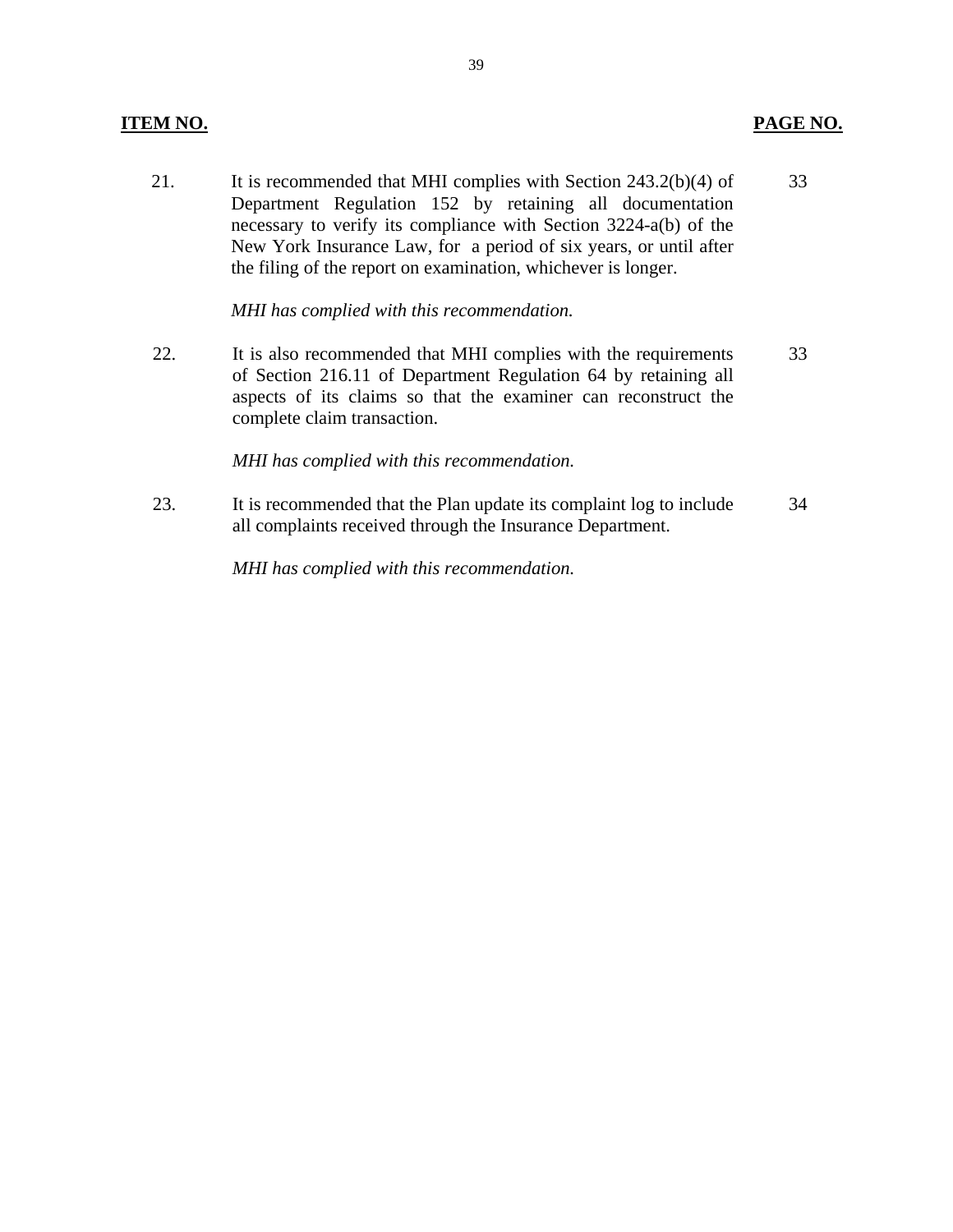| ITEM NO. | | PAGE NO. |
|---|---|---|
| 21. | It is recommended that MHI complies with Section 243.2(b)(4) of Department Regulation 152 by retaining all documentation necessary to verify its compliance with Section 3224-a(b) of the New York Insurance Law, for a period of six years, or until after the filing of the report on examination, whichever is longer.<br><br>*MHI has complied with this recommendation.* | 33 |
| 22. | It is also recommended that MHI complies with the requirements of Section 216.11 of Department Regulation 64 by retaining all aspects of its claims so that the examiner can reconstruct the complete claim transaction.<br><br>*MHI has complied with this recommendation.* | 33 |
| 23. | It is recommended that the Plan update its complaint log to include all complaints received through the Insurance Department.<br><br>*MHI has complied with this recommendation.* | 34 |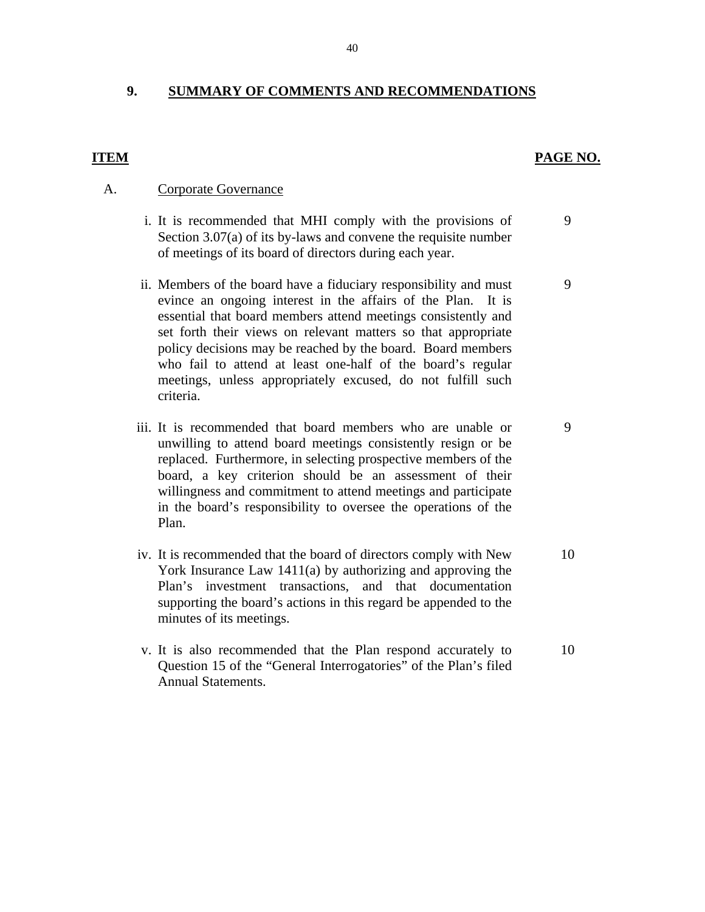## 9. SUMMARY OF COMMENTS AND RECOMMENDATIONS

| ITEM | | PAGE NO. |
|---|---|---|
| A. | Corporate Governance | |
| | i. It is recommended that MHI comply with the provisions of Section 3.07(a) of its by-laws and convene the requisite number of meetings of its board of directors during each year. | 9 |
| | ii. Members of the board have a fiduciary responsibility and must evince an ongoing interest in the affairs of the Plan. It is essential that board members attend meetings consistently and set forth their views on relevant matters so that appropriate policy decisions may be reached by the board. Board members who fail to attend at least one-half of the board's regular meetings, unless appropriately excused, do not fulfill such criteria. | 9 |
| | iii. It is recommended that board members who are unable or unwilling to attend board meetings consistently resign or be replaced. Furthermore, in selecting prospective members of the board, a key criterion should be an assessment of their willingness and commitment to attend meetings and participate in the board's responsibility to oversee the operations of the Plan. | 9 |
| | iv. It is recommended that the board of directors comply with New York Insurance Law 1411(a) by authorizing and approving the Plan's investment transactions, and that documentation supporting the board's actions in this regard be appended to the minutes of its meetings. | 10 |
| | v. It is also recommended that the Plan respond accurately to Question 15 of the "General Interrogatories" of the Plan's filed Annual Statements. | 10 |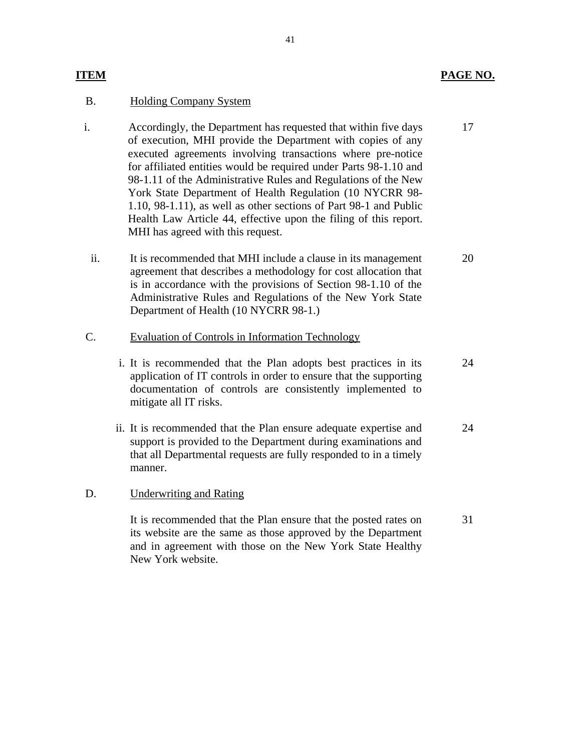| ITEM | | PAGE NO. |
|---|---|---|
| B. | Holding Company System | |
| i. | Accordingly, the Department has requested that within five days of execution, MHI provide the Department with copies of any executed agreements involving transactions where pre-notice for affiliated entities would be required under Parts 98-1.10 and 98-1.11 of the Administrative Rules and Regulations of the New York State Department of Health Regulation (10 NYCRR 98-1.10, 98-1.11), as well as other sections of Part 98-1 and Public Health Law Article 44, effective upon the filing of this report. MHI has agreed with this request. | 17 |
| ii. | It is recommended that MHI include a clause in its management agreement that describes a methodology for cost allocation that is in accordance with the provisions of Section 98-1.10 of the Administrative Rules and Regulations of the New York State Department of Health (10 NYCRR 98-1.) | 20 |
| C. | Evaluation of Controls in Information Technology | |
| | i. It is recommended that the Plan adopts best practices in its application of IT controls in order to ensure that the supporting documentation of controls are consistently implemented to mitigate all IT risks. | 24 |
| | ii. It is recommended that the Plan ensure adequate expertise and support is provided to the Department during examinations and that all Departmental requests are fully responded to in a timely manner. | 24 |
| D. | Underwriting and Rating | |
| | It is recommended that the Plan ensure that the posted rates on its website are the same as those approved by the Department and in agreement with those on the New York State Healthy New York website. | 31 |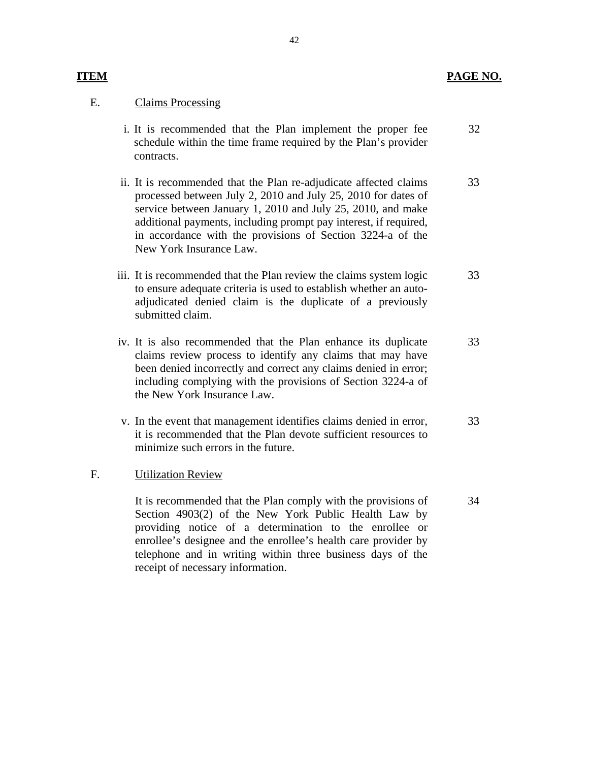| ITEM | | PAGE NO. |
|---|---|---|
| E. | Claims Processing | |
| | i. It is recommended that the Plan implement the proper fee schedule within the time frame required by the Plan's provider contracts. | 32 |
| | ii. It is recommended that the Plan re-adjudicate affected claims processed between July 2, 2010 and July 25, 2010 for dates of service between January 1, 2010 and July 25, 2010, and make additional payments, including prompt pay interest, if required, in accordance with the provisions of Section 3224-a of the New York Insurance Law. | 33 |
| | iii. It is recommended that the Plan review the claims system logic to ensure adequate criteria is used to establish whether an auto-adjudicated denied claim is the duplicate of a previously submitted claim. | 33 |
| | iv. It is also recommended that the Plan enhance its duplicate claims review process to identify any claims that may have been denied incorrectly and correct any claims denied in error; including complying with the provisions of Section 3224-a of the New York Insurance Law. | 33 |
| | v. In the event that management identifies claims denied in error, it is recommended that the Plan devote sufficient resources to minimize such errors in the future. | 33 |
| F. | Utilization Review | |
| | It is recommended that the Plan comply with the provisions of Section 4903(2) of the New York Public Health Law by providing notice of a determination to the enrollee or enrollee's designee and the enrollee's health care provider by telephone and in writing within three business days of the receipt of necessary information. | 34 |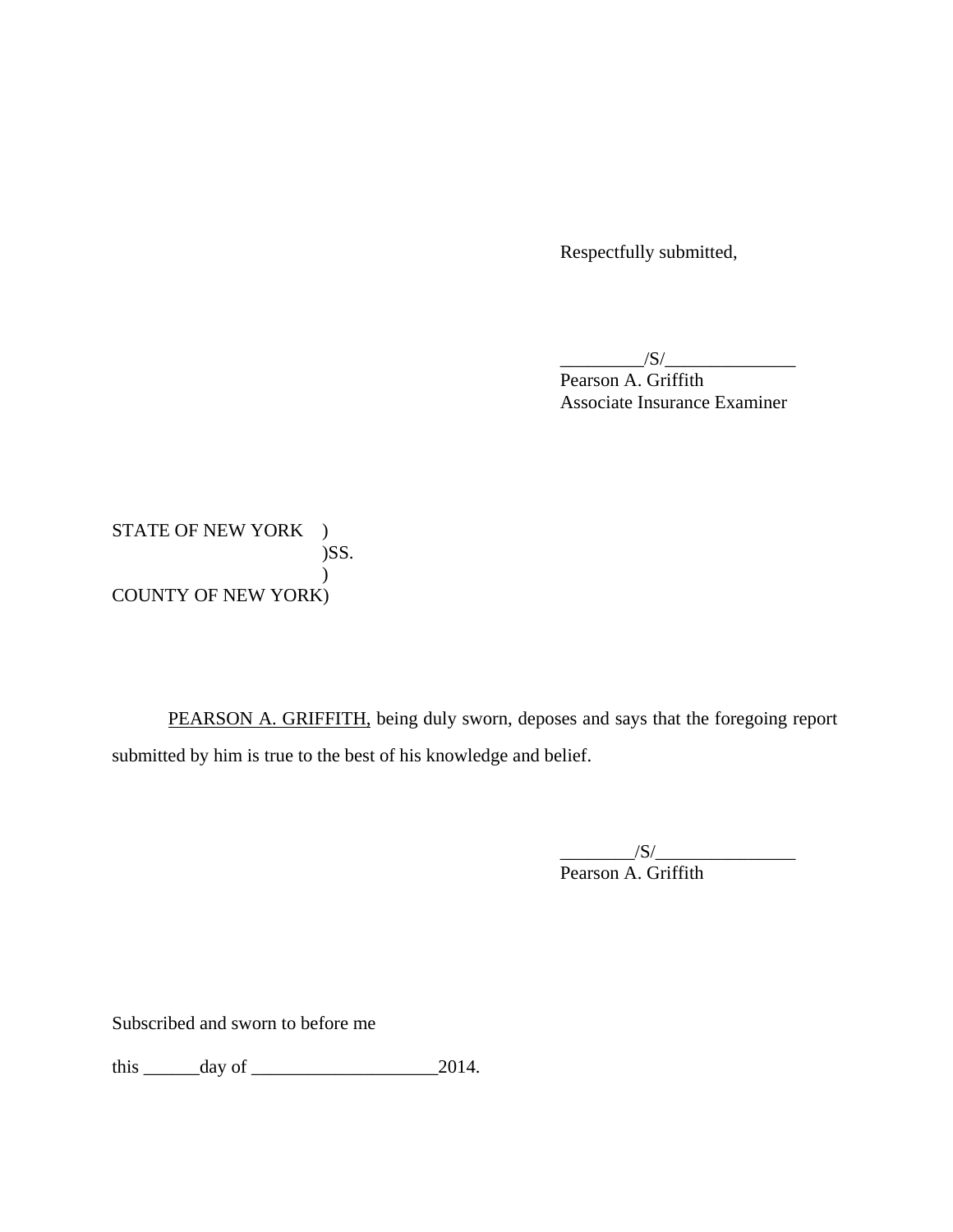Respectfully submitted,

_________/S/______________
Pearson A. Griffith
Associate Insurance Examiner

STATE OF NEW YORK )
)SS.
)
COUNTY OF NEW YORK)

PEARSON A. GRIFFITH, being duly sworn, deposes and says that the foregoing report submitted by him is true to the best of his knowledge and belief.

________/S/_______________
Pearson A. Griffith

Subscribed and sworn to before me

this ______day of ____________________2014.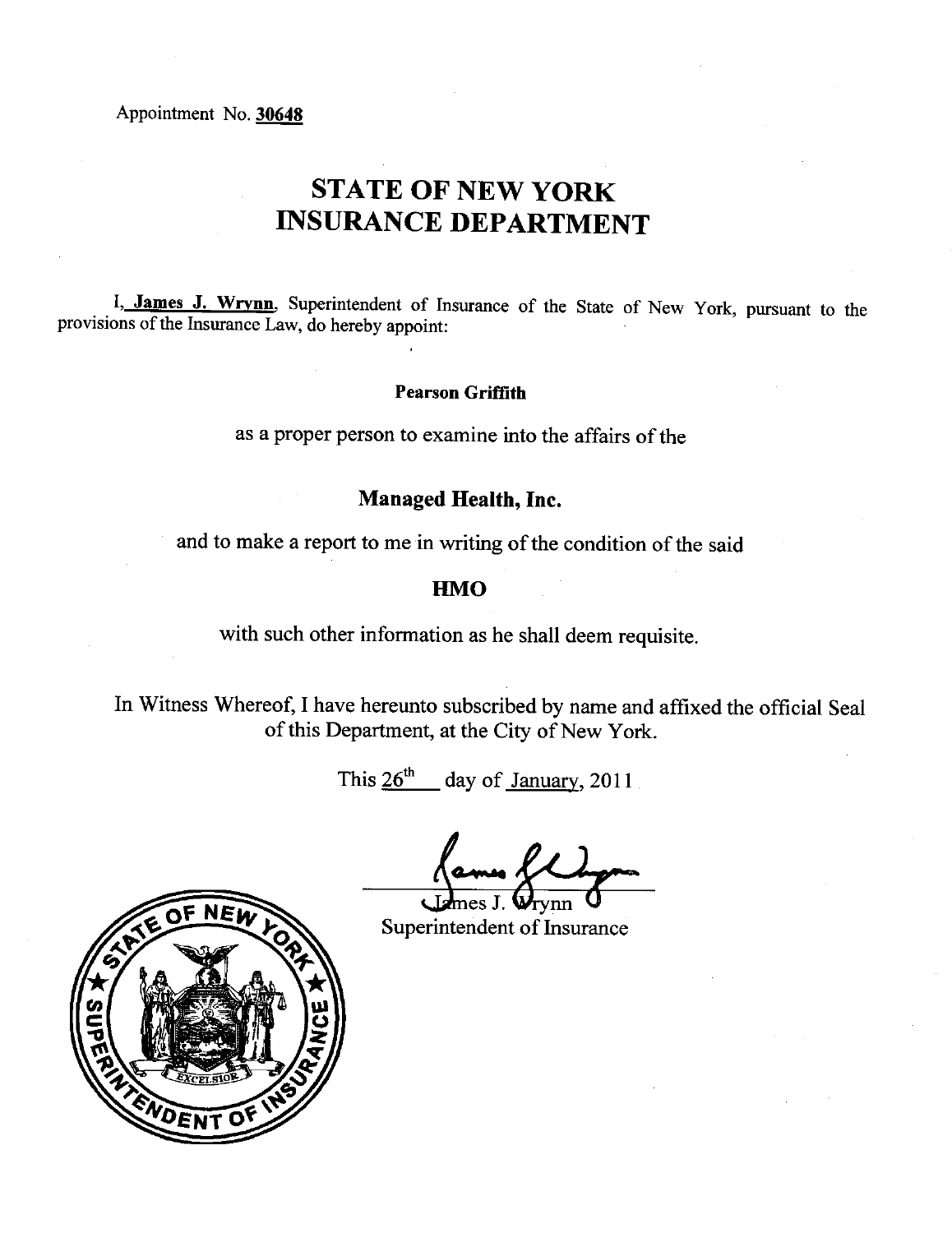Appointment No. **30648**

# STATE OF NEW YORK
# INSURANCE DEPARTMENT

I, **James J. Wrynn**, Superintendent of Insurance of the State of New York, pursuant to the provisions of the Insurance Law, do hereby appoint:

**Pearson Griffith**

as a proper person to examine into the affairs of the

**Managed Health, Inc.**

and to make a report to me in writing of the condition of the said

**HMO**

with such other information as he shall deem requisite.

In Witness Whereof, I have hereunto subscribed by name and affixed the official Seal of this Department, at the City of New York.

This 26th day of January, 2011

James J. Wrynn
Superintendent of Insurance

STATE OF NEW YORK ★ SUPERINTENDENT OF INSURANCE ★ EXCELSIOR